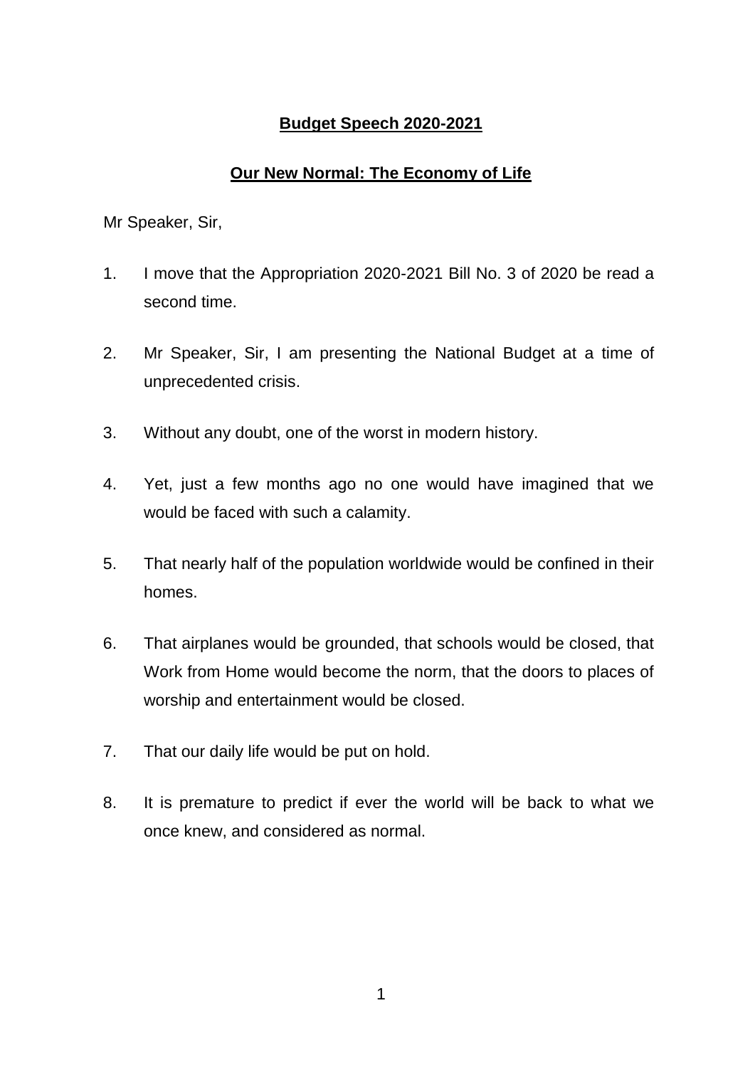# **Budget Speech 2020-2021**

## **Our New Normal: The Economy of Life**

Mr Speaker, Sir,

1. I move that the Appropriation 2020-2021 Bill No. 3 of 2020 be read a second time.

2. Mr Speaker, Sir, I am presenting the National Budget at a time of unprecedented crisis.

3. Without any doubt, one of the worst in modern history.

4. Yet, just a few months ago no one would have imagined that we would be faced with such a calamity.

5. That nearly half of the population worldwide would be confined in their homes.

6. That airplanes would be grounded, that schools would be closed, that Work from Home would become the norm, that the doors to places of worship and entertainment would be closed.

7. That our daily life would be put on hold.

8. It is premature to predict if ever the world will be back to what we once knew, and considered as normal.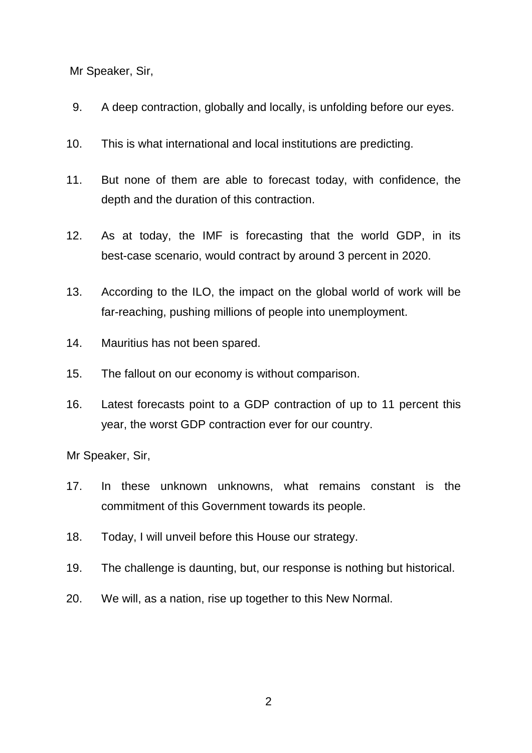Mr Speaker, Sir,

9. A deep contraction, globally and locally, is unfolding before our eyes.

10. This is what international and local institutions are predicting.

11. But none of them are able to forecast today, with confidence, the depth and the duration of this contraction.

12. As at today, the IMF is forecasting that the world GDP, in its best-case scenario, would contract by around 3 percent in 2020.

13. According to the ILO, the impact on the global world of work will be far-reaching, pushing millions of people into unemployment.

14. Mauritius has not been spared.

15. The fallout on our economy is without comparison.

16. Latest forecasts point to a GDP contraction of up to 11 percent this year, the worst GDP contraction ever for our country.

Mr Speaker, Sir,

17. In these unknown unknowns, what remains constant is the commitment of this Government towards its people.

18. Today, I will unveil before this House our strategy.

19. The challenge is daunting, but, our response is nothing but historical.

20. We will, as a nation, rise up together to this New Normal.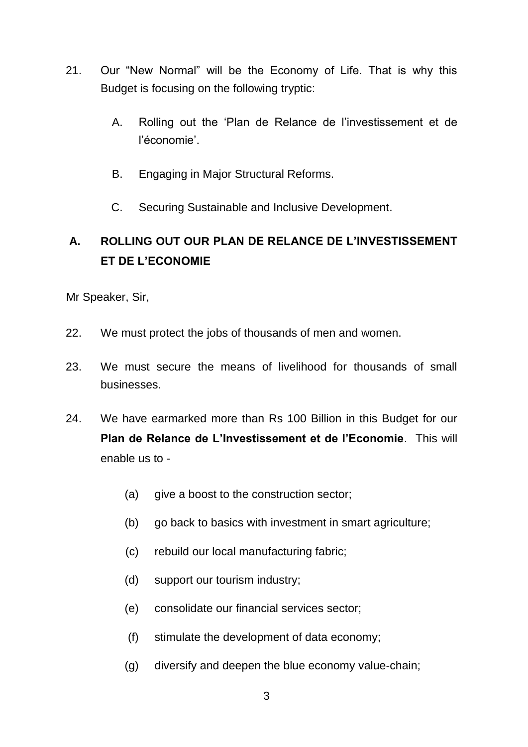21. Our “New Normal” will be the Economy of Life. That is why this Budget is focusing on the following tryptic:

    A. Rolling out the ‘Plan de Relance de l’investissement et de l’économie’.

    B. Engaging in Major Structural Reforms.

    C. Securing Sustainable and Inclusive Development.

## A. ROLLING OUT OUR PLAN DE RELANCE DE L’INVESTISSEMENT ET DE L’ECONOMIE

Mr Speaker, Sir,

22. We must protect the jobs of thousands of men and women.

23. We must secure the means of livelihood for thousands of small businesses.

24. We have earmarked more than Rs 100 Billion in this Budget for our **Plan de Relance de L’Investissement et de l’Economie**. This will enable us to -

    (a) give a boost to the construction sector;

    (b) go back to basics with investment in smart agriculture;

    (c) rebuild our local manufacturing fabric;

    (d) support our tourism industry;

    (e) consolidate our financial services sector;

    (f) stimulate the development of data economy;

    (g) diversify and deepen the blue economy value-chain;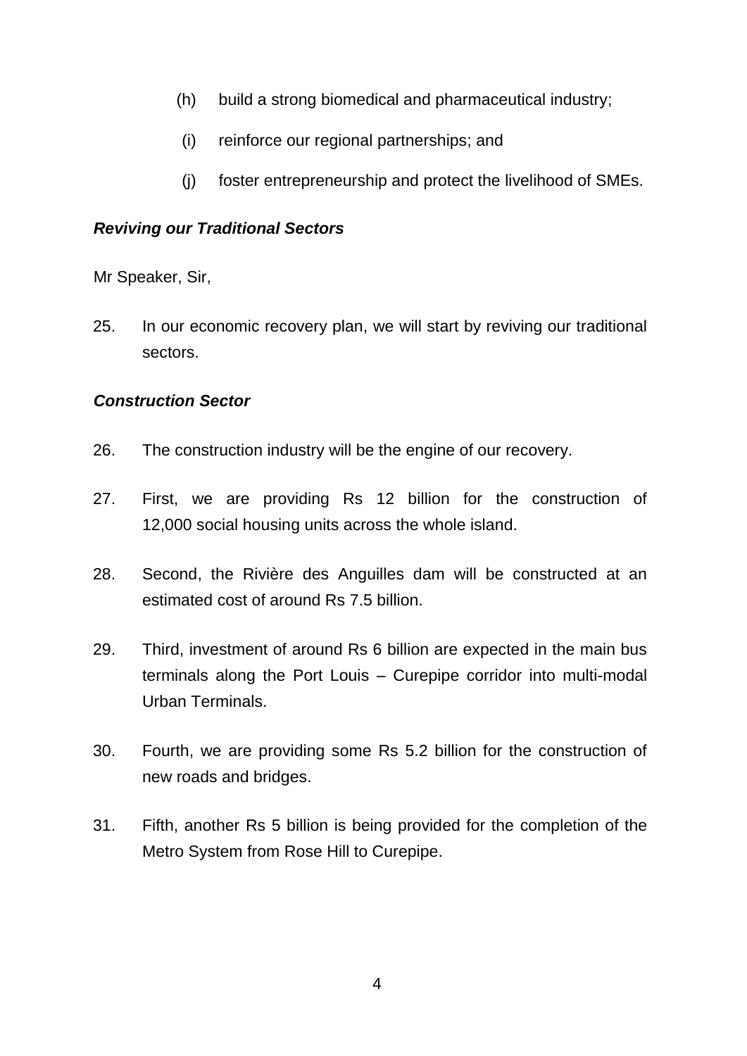(h) build a strong biomedical and pharmaceutical industry;

(i) reinforce our regional partnerships; and

(j) foster entrepreneurship and protect the livelihood of SMEs.

***Reviving our Traditional Sectors***

Mr Speaker, Sir,

25. In our economic recovery plan, we will start by reviving our traditional sectors.

***Construction Sector***

26. The construction industry will be the engine of our recovery.

27. First, we are providing Rs 12 billion for the construction of 12,000 social housing units across the whole island.

28. Second, the Rivière des Anguilles dam will be constructed at an estimated cost of around Rs 7.5 billion.

29. Third, investment of around Rs 6 billion are expected in the main bus terminals along the Port Louis – Curepipe corridor into multi-modal Urban Terminals.

30. Fourth, we are providing some Rs 5.2 billion for the construction of new roads and bridges.

31. Fifth, another Rs 5 billion is being provided for the completion of the Metro System from Rose Hill to Curepipe.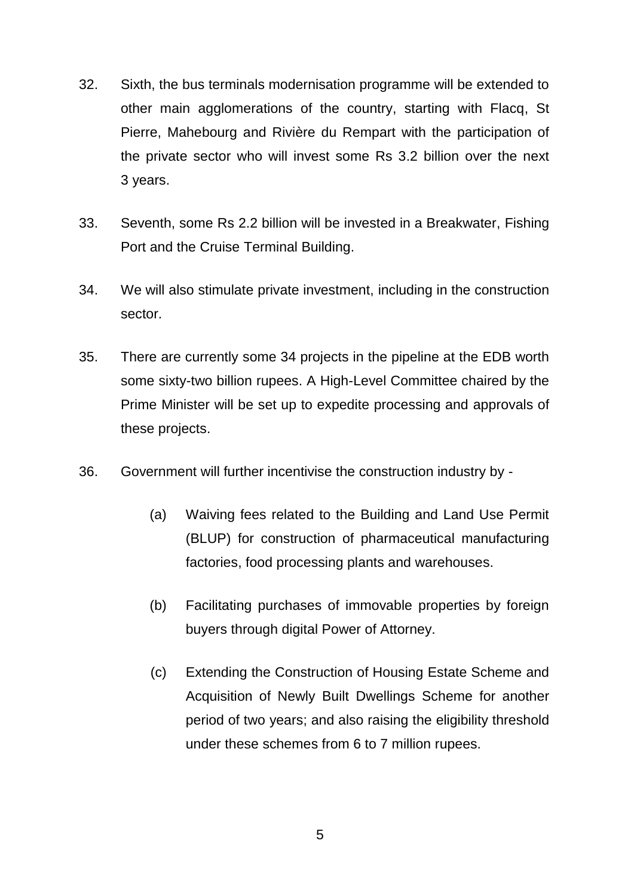32. Sixth, the bus terminals modernisation programme will be extended to other main agglomerations of the country, starting with Flacq, St Pierre, Mahebourg and Rivière du Rempart with the participation of the private sector who will invest some Rs 3.2 billion over the next 3 years.

33. Seventh, some Rs 2.2 billion will be invested in a Breakwater, Fishing Port and the Cruise Terminal Building.

34. We will also stimulate private investment, including in the construction sector.

35. There are currently some 34 projects in the pipeline at the EDB worth some sixty-two billion rupees. A High-Level Committee chaired by the Prime Minister will be set up to expedite processing and approvals of these projects.

36. Government will further incentivise the construction industry by -

    (a) Waiving fees related to the Building and Land Use Permit (BLUP) for construction of pharmaceutical manufacturing factories, food processing plants and warehouses.

    (b) Facilitating purchases of immovable properties by foreign buyers through digital Power of Attorney.

    (c) Extending the Construction of Housing Estate Scheme and Acquisition of Newly Built Dwellings Scheme for another period of two years; and also raising the eligibility threshold under these schemes from 6 to 7 million rupees.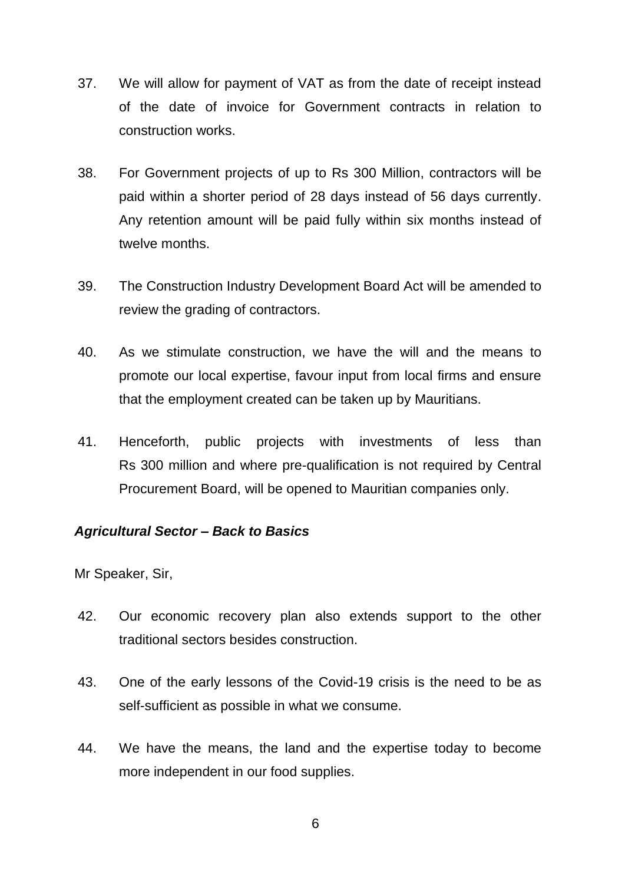37. We will allow for payment of VAT as from the date of receipt instead of the date of invoice for Government contracts in relation to construction works.

38. For Government projects of up to Rs 300 Million, contractors will be paid within a shorter period of 28 days instead of 56 days currently. Any retention amount will be paid fully within six months instead of twelve months.

39. The Construction Industry Development Board Act will be amended to review the grading of contractors.

40. As we stimulate construction, we have the will and the means to promote our local expertise, favour input from local firms and ensure that the employment created can be taken up by Mauritians.

41. Henceforth, public projects with investments of less than Rs 300 million and where pre-qualification is not required by Central Procurement Board, will be opened to Mauritian companies only.

### *Agricultural Sector – Back to Basics*

Mr Speaker, Sir,

42. Our economic recovery plan also extends support to the other traditional sectors besides construction.

43. One of the early lessons of the Covid-19 crisis is the need to be as self-sufficient as possible in what we consume.

44. We have the means, the land and the expertise today to become more independent in our food supplies.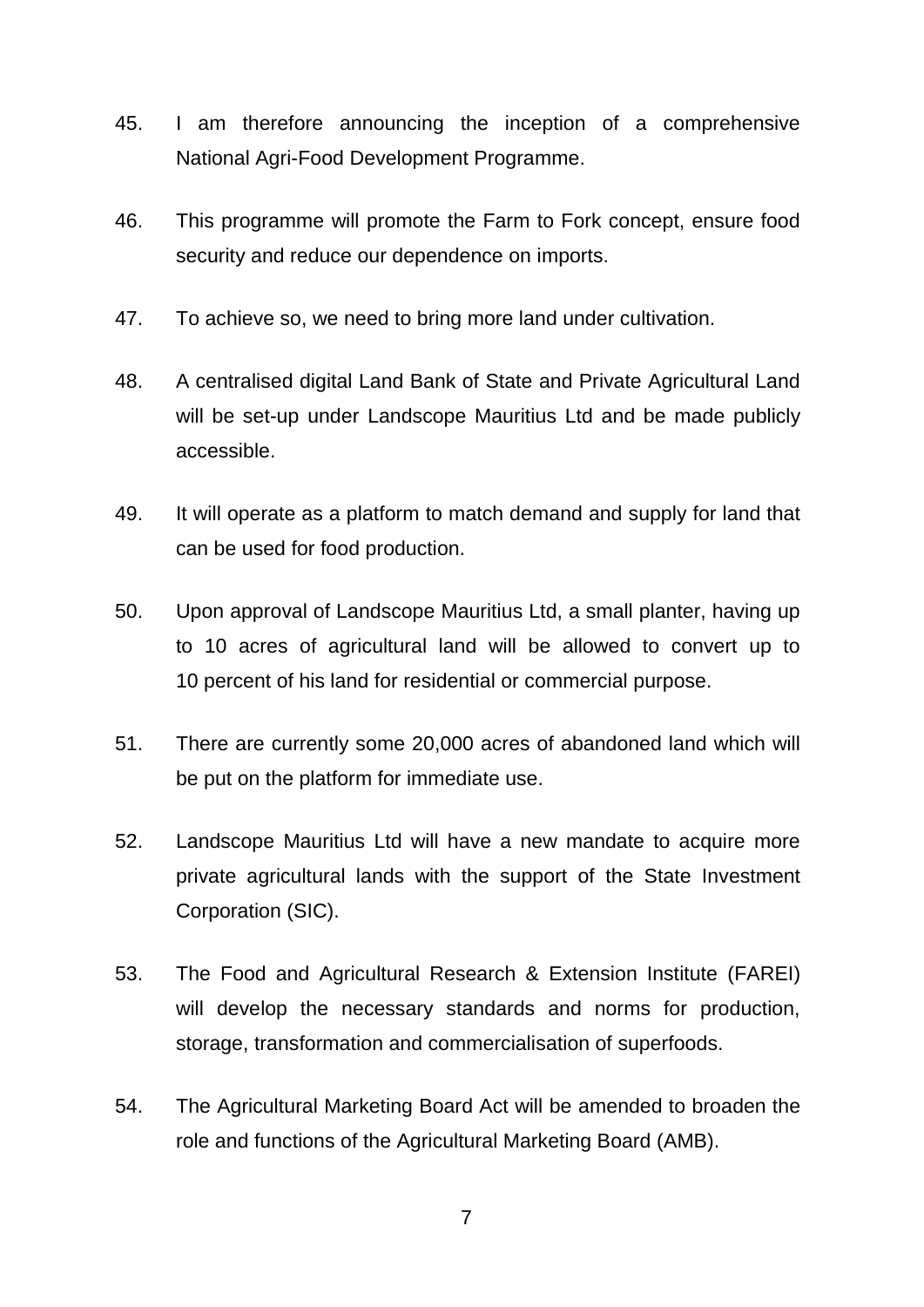45. I am therefore announcing the inception of a comprehensive National Agri-Food Development Programme.

46. This programme will promote the Farm to Fork concept, ensure food security and reduce our dependence on imports.

47. To achieve so, we need to bring more land under cultivation.

48. A centralised digital Land Bank of State and Private Agricultural Land will be set-up under Landscope Mauritius Ltd and be made publicly accessible.

49. It will operate as a platform to match demand and supply for land that can be used for food production.

50. Upon approval of Landscope Mauritius Ltd, a small planter, having up to 10 acres of agricultural land will be allowed to convert up to 10 percent of his land for residential or commercial purpose.

51. There are currently some 20,000 acres of abandoned land which will be put on the platform for immediate use.

52. Landscope Mauritius Ltd will have a new mandate to acquire more private agricultural lands with the support of the State Investment Corporation (SIC).

53. The Food and Agricultural Research & Extension Institute (FAREI) will develop the necessary standards and norms for production, storage, transformation and commercialisation of superfoods.

54. The Agricultural Marketing Board Act will be amended to broaden the role and functions of the Agricultural Marketing Board (AMB).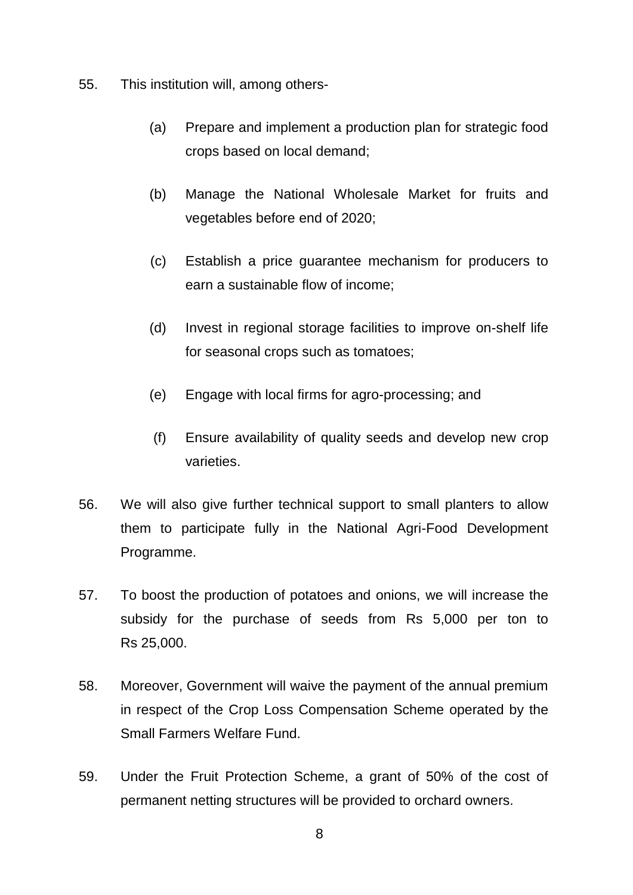55. This institution will, among others-

    (a) Prepare and implement a production plan for strategic food crops based on local demand;

    (b) Manage the National Wholesale Market for fruits and vegetables before end of 2020;

    (c) Establish a price guarantee mechanism for producers to earn a sustainable flow of income;

    (d) Invest in regional storage facilities to improve on-shelf life for seasonal crops such as tomatoes;

    (e) Engage with local firms for agro-processing; and

    (f) Ensure availability of quality seeds and develop new crop varieties.

56. We will also give further technical support to small planters to allow them to participate fully in the National Agri-Food Development Programme.

57. To boost the production of potatoes and onions, we will increase the subsidy for the purchase of seeds from Rs 5,000 per ton to Rs 25,000.

58. Moreover, Government will waive the payment of the annual premium in respect of the Crop Loss Compensation Scheme operated by the Small Farmers Welfare Fund.

59. Under the Fruit Protection Scheme, a grant of 50% of the cost of permanent netting structures will be provided to orchard owners.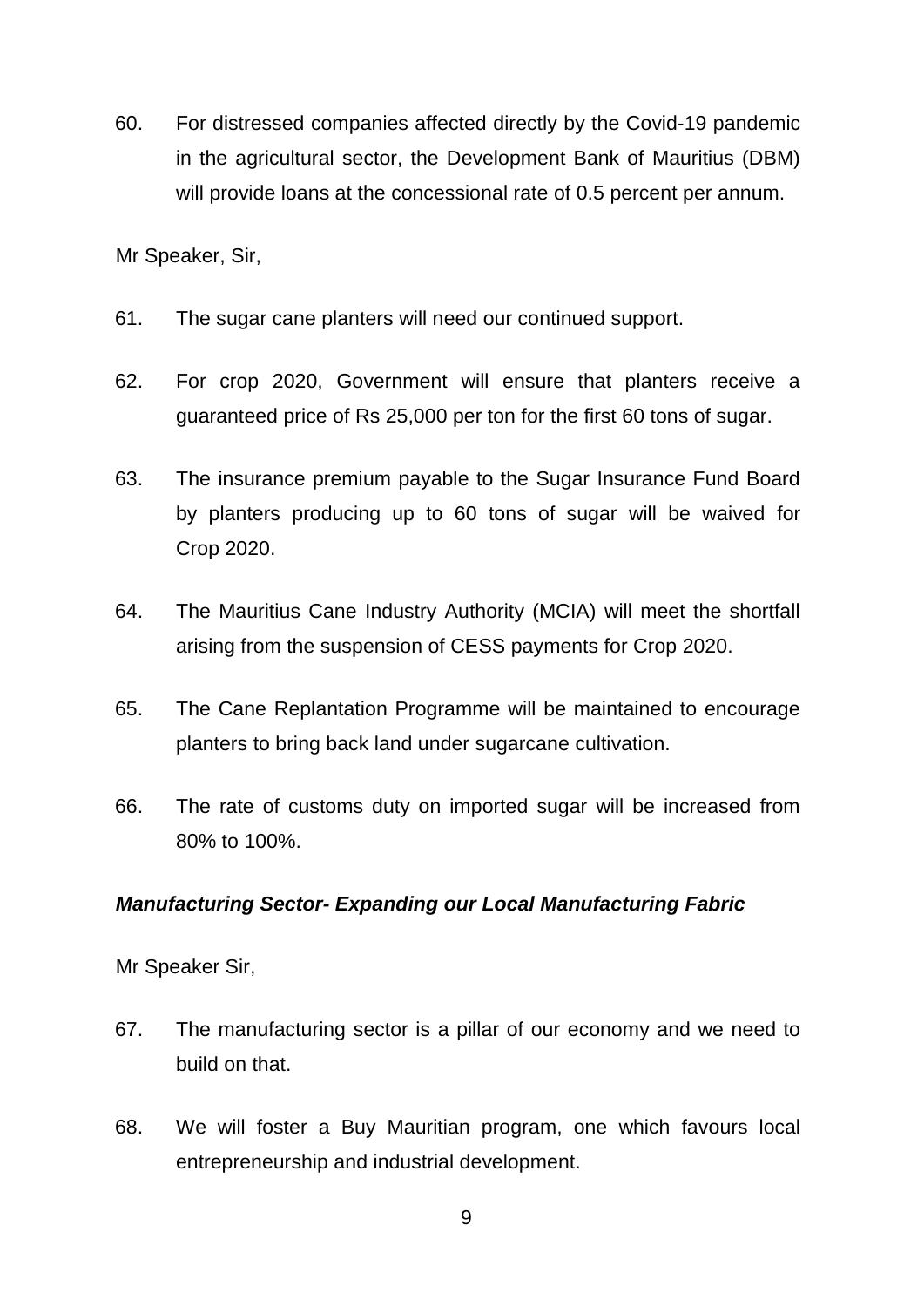60. For distressed companies affected directly by the Covid-19 pandemic in the agricultural sector, the Development Bank of Mauritius (DBM) will provide loans at the concessional rate of 0.5 percent per annum.

Mr Speaker, Sir,

61. The sugar cane planters will need our continued support.

62. For crop 2020, Government will ensure that planters receive a guaranteed price of Rs 25,000 per ton for the first 60 tons of sugar.

63. The insurance premium payable to the Sugar Insurance Fund Board by planters producing up to 60 tons of sugar will be waived for Crop 2020.

64. The Mauritius Cane Industry Authority (MCIA) will meet the shortfall arising from the suspension of CESS payments for Crop 2020.

65. The Cane Replantation Programme will be maintained to encourage planters to bring back land under sugarcane cultivation.

66. The rate of customs duty on imported sugar will be increased from 80% to 100%.

***Manufacturing Sector- Expanding our Local Manufacturing Fabric***

Mr Speaker Sir,

67. The manufacturing sector is a pillar of our economy and we need to build on that.

68. We will foster a Buy Mauritian program, one which favours local entrepreneurship and industrial development.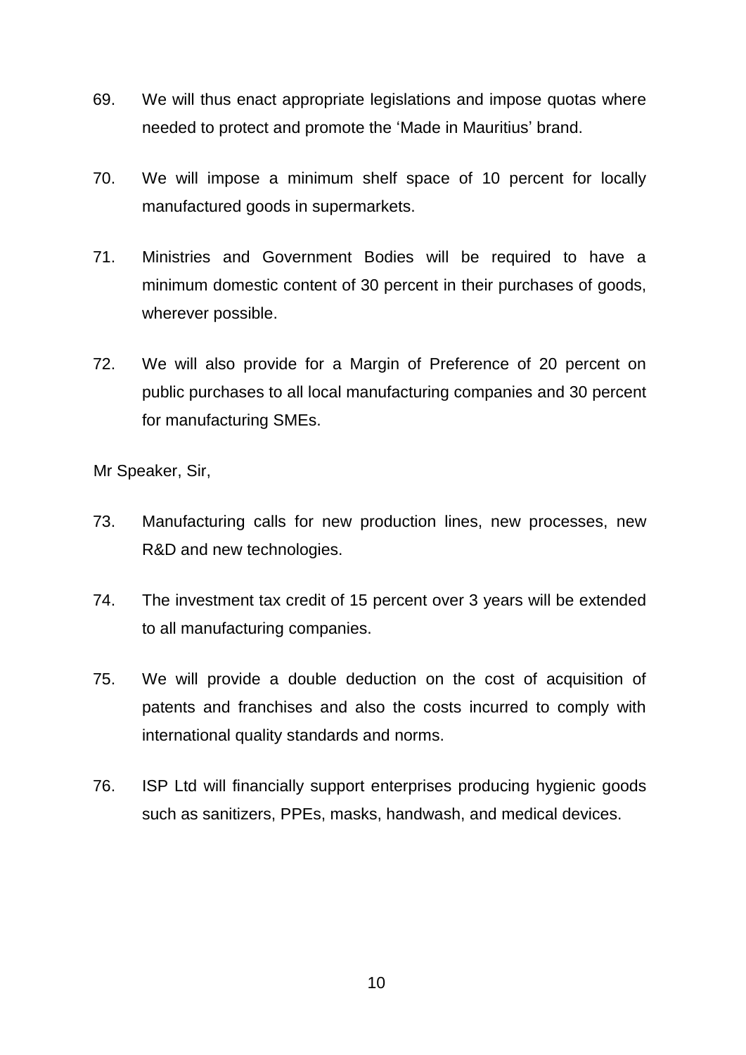69. We will thus enact appropriate legislations and impose quotas where needed to protect and promote the 'Made in Mauritius' brand.

70. We will impose a minimum shelf space of 10 percent for locally manufactured goods in supermarkets.

71. Ministries and Government Bodies will be required to have a minimum domestic content of 30 percent in their purchases of goods, wherever possible.

72. We will also provide for a Margin of Preference of 20 percent on public purchases to all local manufacturing companies and 30 percent for manufacturing SMEs.

Mr Speaker, Sir,

73. Manufacturing calls for new production lines, new processes, new R&D and new technologies.

74. The investment tax credit of 15 percent over 3 years will be extended to all manufacturing companies.

75. We will provide a double deduction on the cost of acquisition of patents and franchises and also the costs incurred to comply with international quality standards and norms.

76. ISP Ltd will financially support enterprises producing hygienic goods such as sanitizers, PPEs, masks, handwash, and medical devices.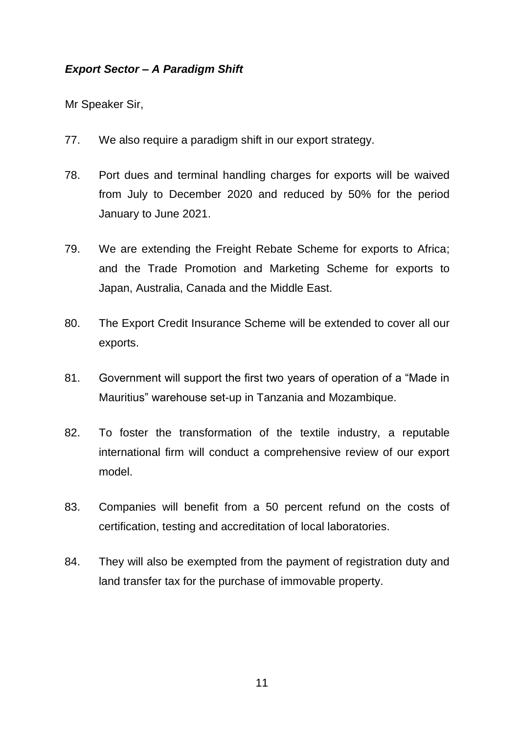***Export Sector – A Paradigm Shift***

Mr Speaker Sir,

77. We also require a paradigm shift in our export strategy.

78. Port dues and terminal handling charges for exports will be waived from July to December 2020 and reduced by 50% for the period January to June 2021.

79. We are extending the Freight Rebate Scheme for exports to Africa; and the Trade Promotion and Marketing Scheme for exports to Japan, Australia, Canada and the Middle East.

80. The Export Credit Insurance Scheme will be extended to cover all our exports.

81. Government will support the first two years of operation of a "Made in Mauritius" warehouse set-up in Tanzania and Mozambique.

82. To foster the transformation of the textile industry, a reputable international firm will conduct a comprehensive review of our export model.

83. Companies will benefit from a 50 percent refund on the costs of certification, testing and accreditation of local laboratories.

84. They will also be exempted from the payment of registration duty and land transfer tax for the purchase of immovable property.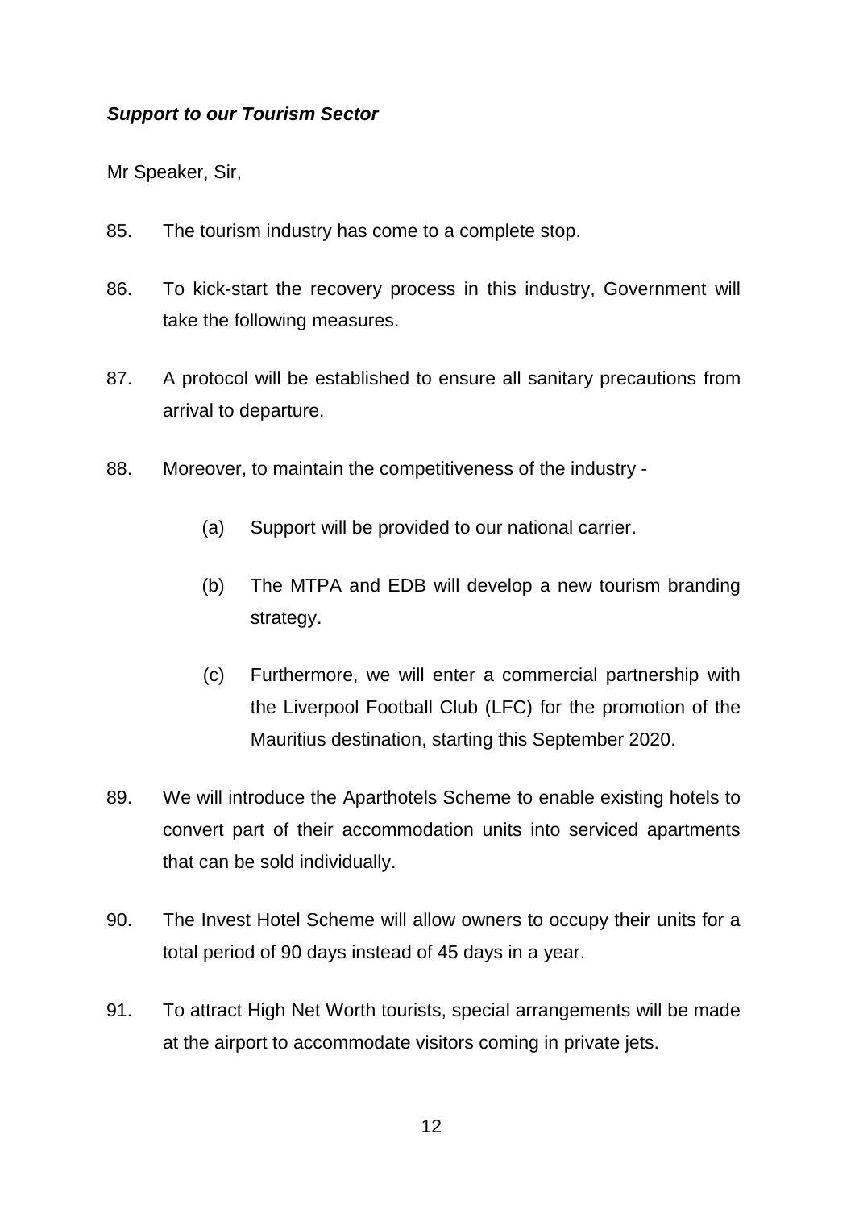***Support to our Tourism Sector***

Mr Speaker, Sir,

85. The tourism industry has come to a complete stop.

86. To kick-start the recovery process in this industry, Government will take the following measures.

87. A protocol will be established to ensure all sanitary precautions from arrival to departure.

88. Moreover, to maintain the competitiveness of the industry -

    (a) Support will be provided to our national carrier.

    (b) The MTPA and EDB will develop a new tourism branding strategy.

    (c) Furthermore, we will enter a commercial partnership with the Liverpool Football Club (LFC) for the promotion of the Mauritius destination, starting this September 2020.

89. We will introduce the Aparthotels Scheme to enable existing hotels to convert part of their accommodation units into serviced apartments that can be sold individually.

90. The Invest Hotel Scheme will allow owners to occupy their units for a total period of 90 days instead of 45 days in a year.

91. To attract High Net Worth tourists, special arrangements will be made at the airport to accommodate visitors coming in private jets.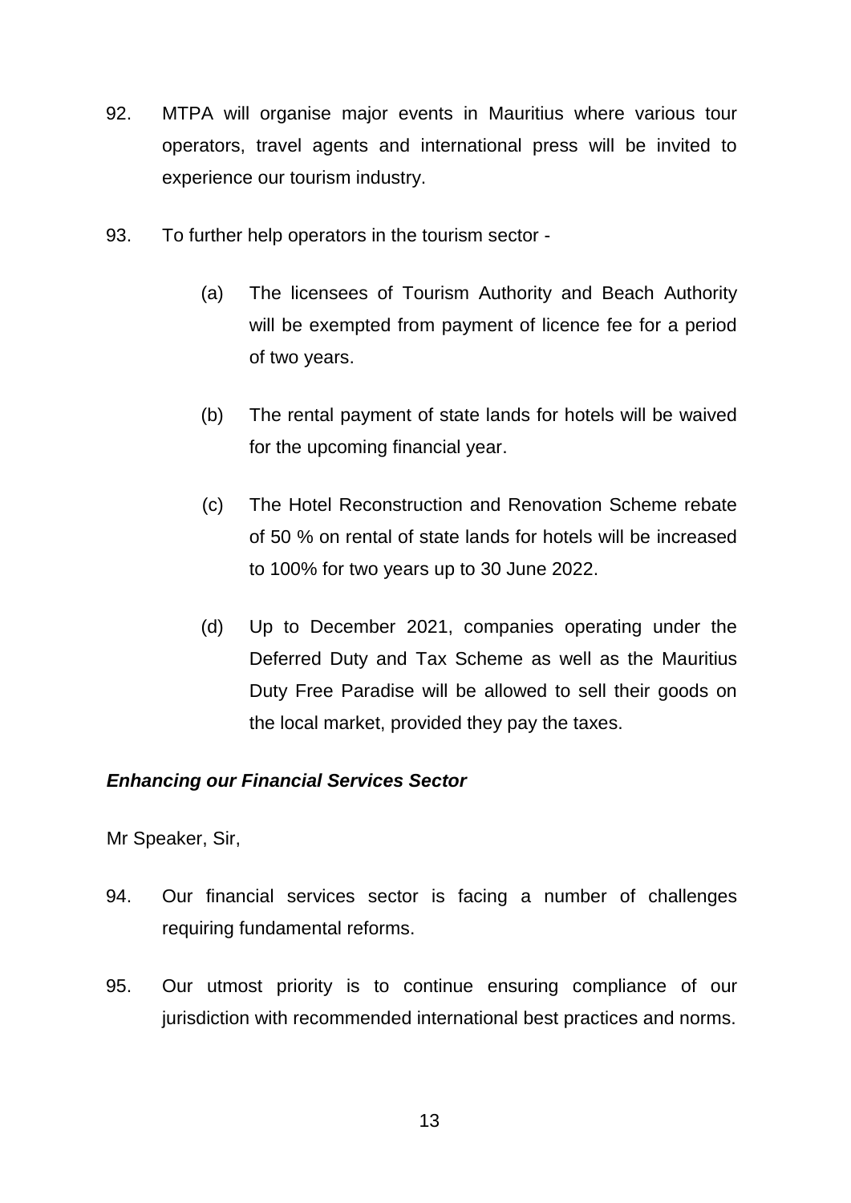92. MTPA will organise major events in Mauritius where various tour operators, travel agents and international press will be invited to experience our tourism industry.

93. To further help operators in the tourism sector -

    (a) The licensees of Tourism Authority and Beach Authority will be exempted from payment of licence fee for a period of two years.

    (b) The rental payment of state lands for hotels will be waived for the upcoming financial year.

    (c) The Hotel Reconstruction and Renovation Scheme rebate of 50 % on rental of state lands for hotels will be increased to 100% for two years up to 30 June 2022.

    (d) Up to December 2021, companies operating under the Deferred Duty and Tax Scheme as well as the Mauritius Duty Free Paradise will be allowed to sell their goods on the local market, provided they pay the taxes.

***Enhancing our Financial Services Sector***

Mr Speaker, Sir,

94. Our financial services sector is facing a number of challenges requiring fundamental reforms.

95. Our utmost priority is to continue ensuring compliance of our jurisdiction with recommended international best practices and norms.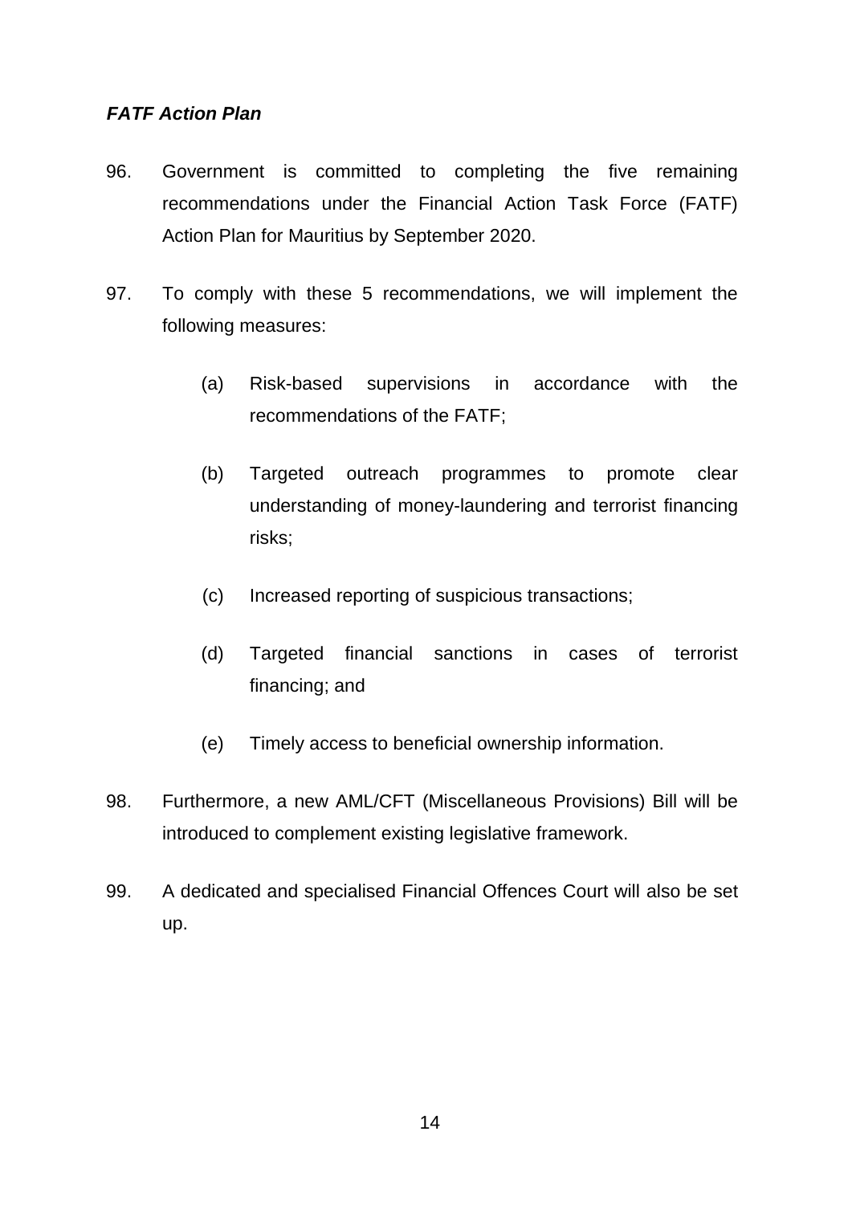***FATF Action Plan***

96. Government is committed to completing the five remaining recommendations under the Financial Action Task Force (FATF) Action Plan for Mauritius by September 2020.

97. To comply with these 5 recommendations, we will implement the following measures:

    (a) Risk-based supervisions in accordance with the recommendations of the FATF;

    (b) Targeted outreach programmes to promote clear understanding of money-laundering and terrorist financing risks;

    (c) Increased reporting of suspicious transactions;

    (d) Targeted financial sanctions in cases of terrorist financing; and

    (e) Timely access to beneficial ownership information.

98. Furthermore, a new AML/CFT (Miscellaneous Provisions) Bill will be introduced to complement existing legislative framework.

99. A dedicated and specialised Financial Offences Court will also be set up.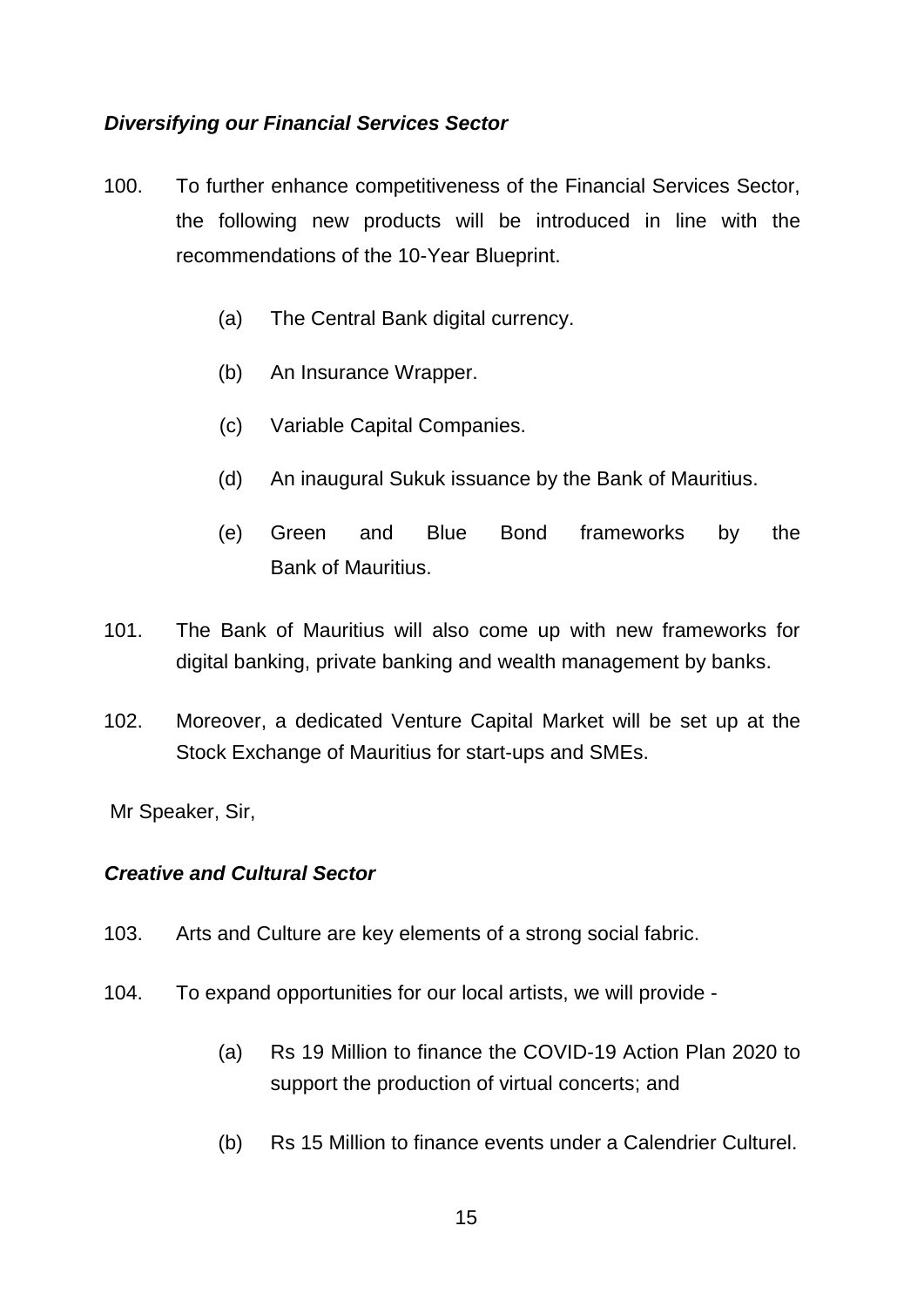***Diversifying our Financial Services Sector***

100. To further enhance competitiveness of the Financial Services Sector, the following new products will be introduced in line with the recommendations of the 10-Year Blueprint.

    (a) The Central Bank digital currency.

    (b) An Insurance Wrapper.

    (c) Variable Capital Companies.

    (d) An inaugural Sukuk issuance by the Bank of Mauritius.

    (e) Green and Blue Bond frameworks by the Bank of Mauritius.

101. The Bank of Mauritius will also come up with new frameworks for digital banking, private banking and wealth management by banks.

102. Moreover, a dedicated Venture Capital Market will be set up at the Stock Exchange of Mauritius for start-ups and SMEs.

Mr Speaker, Sir,

***Creative and Cultural Sector***

103. Arts and Culture are key elements of a strong social fabric.

104. To expand opportunities for our local artists, we will provide -

    (a) Rs 19 Million to finance the COVID-19 Action Plan 2020 to support the production of virtual concerts; and

    (b) Rs 15 Million to finance events under a Calendrier Culturel.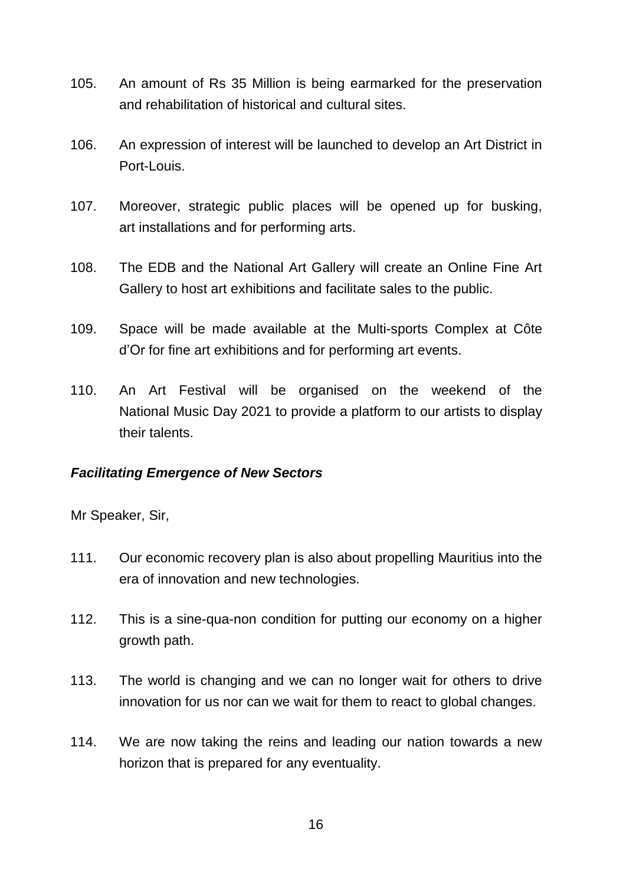105. An amount of Rs 35 Million is being earmarked for the preservation and rehabilitation of historical and cultural sites.

106. An expression of interest will be launched to develop an Art District in Port-Louis.

107. Moreover, strategic public places will be opened up for busking, art installations and for performing arts.

108. The EDB and the National Art Gallery will create an Online Fine Art Gallery to host art exhibitions and facilitate sales to the public.

109. Space will be made available at the Multi-sports Complex at Côte d'Or for fine art exhibitions and for performing art events.

110. An Art Festival will be organised on the weekend of the National Music Day 2021 to provide a platform to our artists to display their talents.

***Facilitating Emergence of New Sectors***

Mr Speaker, Sir,

111. Our economic recovery plan is also about propelling Mauritius into the era of innovation and new technologies.

112. This is a sine-qua-non condition for putting our economy on a higher growth path.

113. The world is changing and we can no longer wait for others to drive innovation for us nor can we wait for them to react to global changes.

114. We are now taking the reins and leading our nation towards a new horizon that is prepared for any eventuality.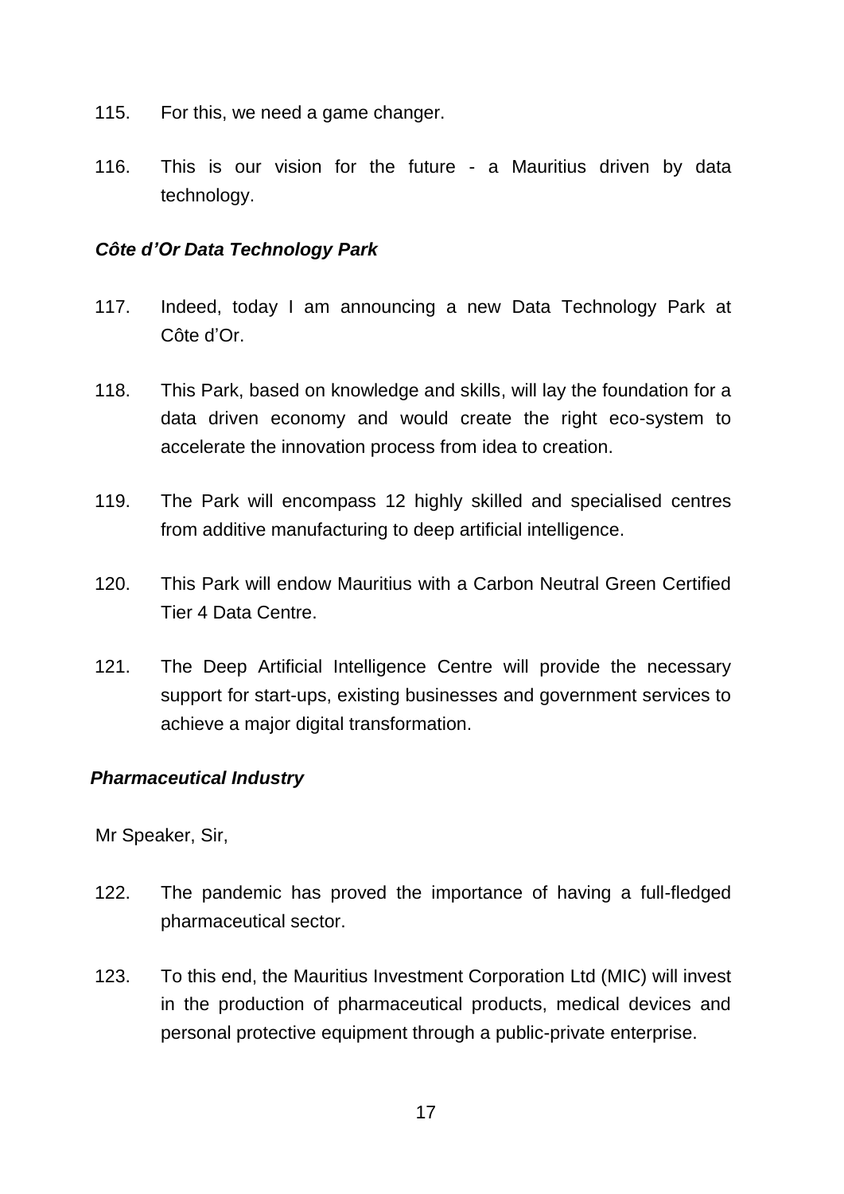115. For this, we need a game changer.

116. This is our vision for the future - a Mauritius driven by data technology.

***Côte d'Or Data Technology Park***

117. Indeed, today I am announcing a new Data Technology Park at Côte d'Or.

118. This Park, based on knowledge and skills, will lay the foundation for a data driven economy and would create the right eco-system to accelerate the innovation process from idea to creation.

119. The Park will encompass 12 highly skilled and specialised centres from additive manufacturing to deep artificial intelligence.

120. This Park will endow Mauritius with a Carbon Neutral Green Certified Tier 4 Data Centre.

121. The Deep Artificial Intelligence Centre will provide the necessary support for start-ups, existing businesses and government services to achieve a major digital transformation.

***Pharmaceutical Industry***

Mr Speaker, Sir,

122. The pandemic has proved the importance of having a full-fledged pharmaceutical sector.

123. To this end, the Mauritius Investment Corporation Ltd (MIC) will invest in the production of pharmaceutical products, medical devices and personal protective equipment through a public-private enterprise.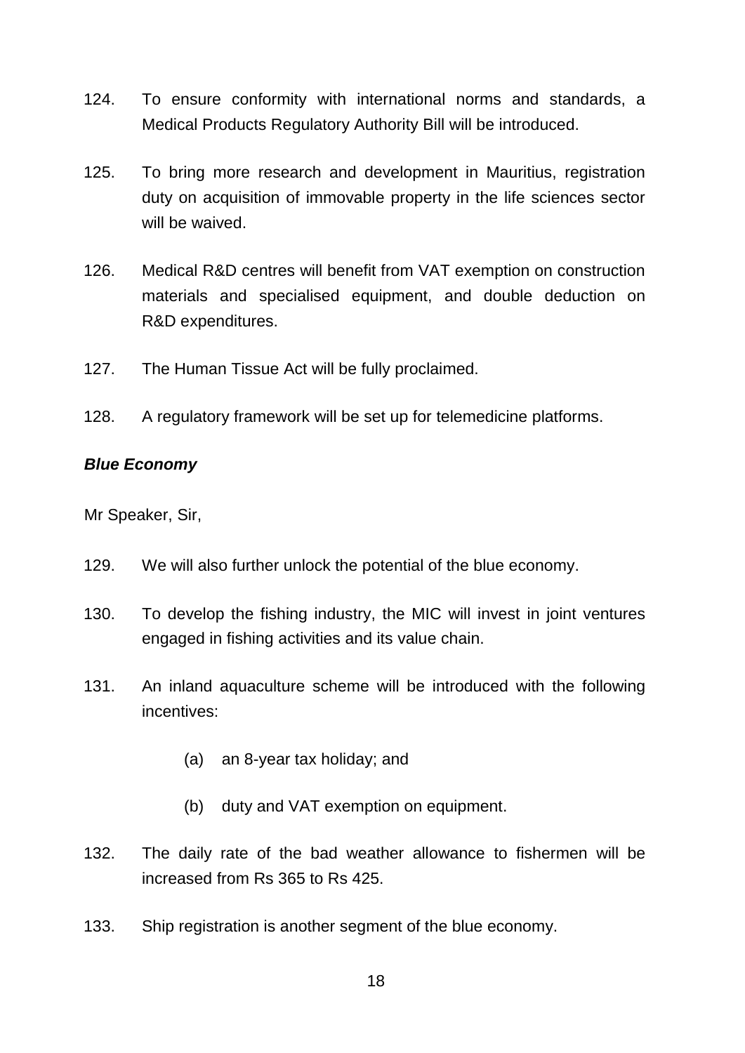124. To ensure conformity with international norms and standards, a Medical Products Regulatory Authority Bill will be introduced.

125. To bring more research and development in Mauritius, registration duty on acquisition of immovable property in the life sciences sector will be waived.

126. Medical R&D centres will benefit from VAT exemption on construction materials and specialised equipment, and double deduction on R&D expenditures.

127. The Human Tissue Act will be fully proclaimed.

128. A regulatory framework will be set up for telemedicine platforms.

***Blue Economy***

Mr Speaker, Sir,

129. We will also further unlock the potential of the blue economy.

130. To develop the fishing industry, the MIC will invest in joint ventures engaged in fishing activities and its value chain.

131. An inland aquaculture scheme will be introduced with the following incentives:

   (a) an 8-year tax holiday; and

   (b) duty and VAT exemption on equipment.

132. The daily rate of the bad weather allowance to fishermen will be increased from Rs 365 to Rs 425.

133. Ship registration is another segment of the blue economy.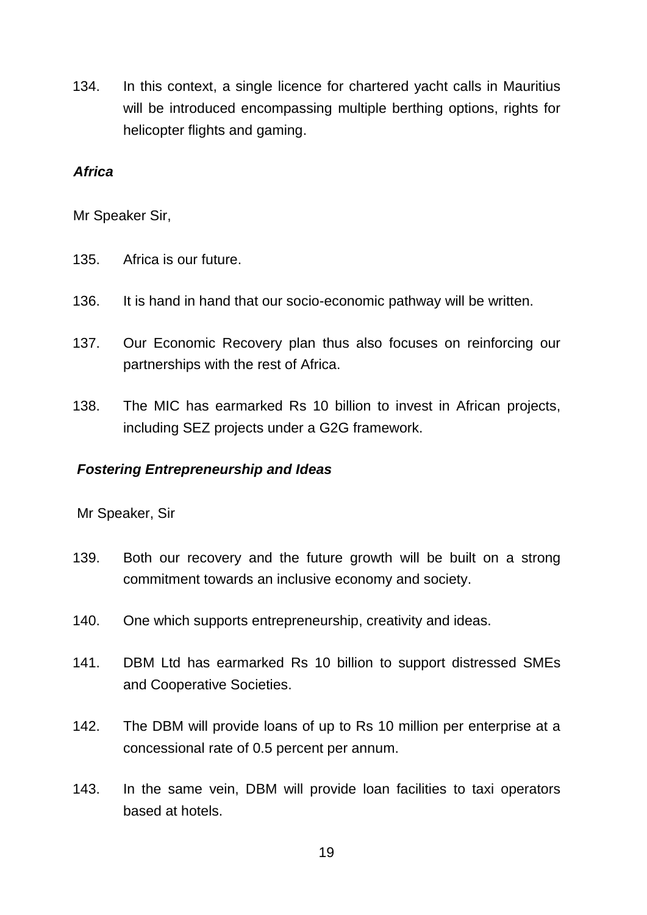134. In this context, a single licence for chartered yacht calls in Mauritius will be introduced encompassing multiple berthing options, rights for helicopter flights and gaming.

***Africa***

Mr Speaker Sir,

135. Africa is our future.

136. It is hand in hand that our socio-economic pathway will be written.

137. Our Economic Recovery plan thus also focuses on reinforcing our partnerships with the rest of Africa.

138. The MIC has earmarked Rs 10 billion to invest in African projects, including SEZ projects under a G2G framework.

***Fostering Entrepreneurship and Ideas***

Mr Speaker, Sir

139. Both our recovery and the future growth will be built on a strong commitment towards an inclusive economy and society.

140. One which supports entrepreneurship, creativity and ideas.

141. DBM Ltd has earmarked Rs 10 billion to support distressed SMEs and Cooperative Societies.

142. The DBM will provide loans of up to Rs 10 million per enterprise at a concessional rate of 0.5 percent per annum.

143. In the same vein, DBM will provide loan facilities to taxi operators based at hotels.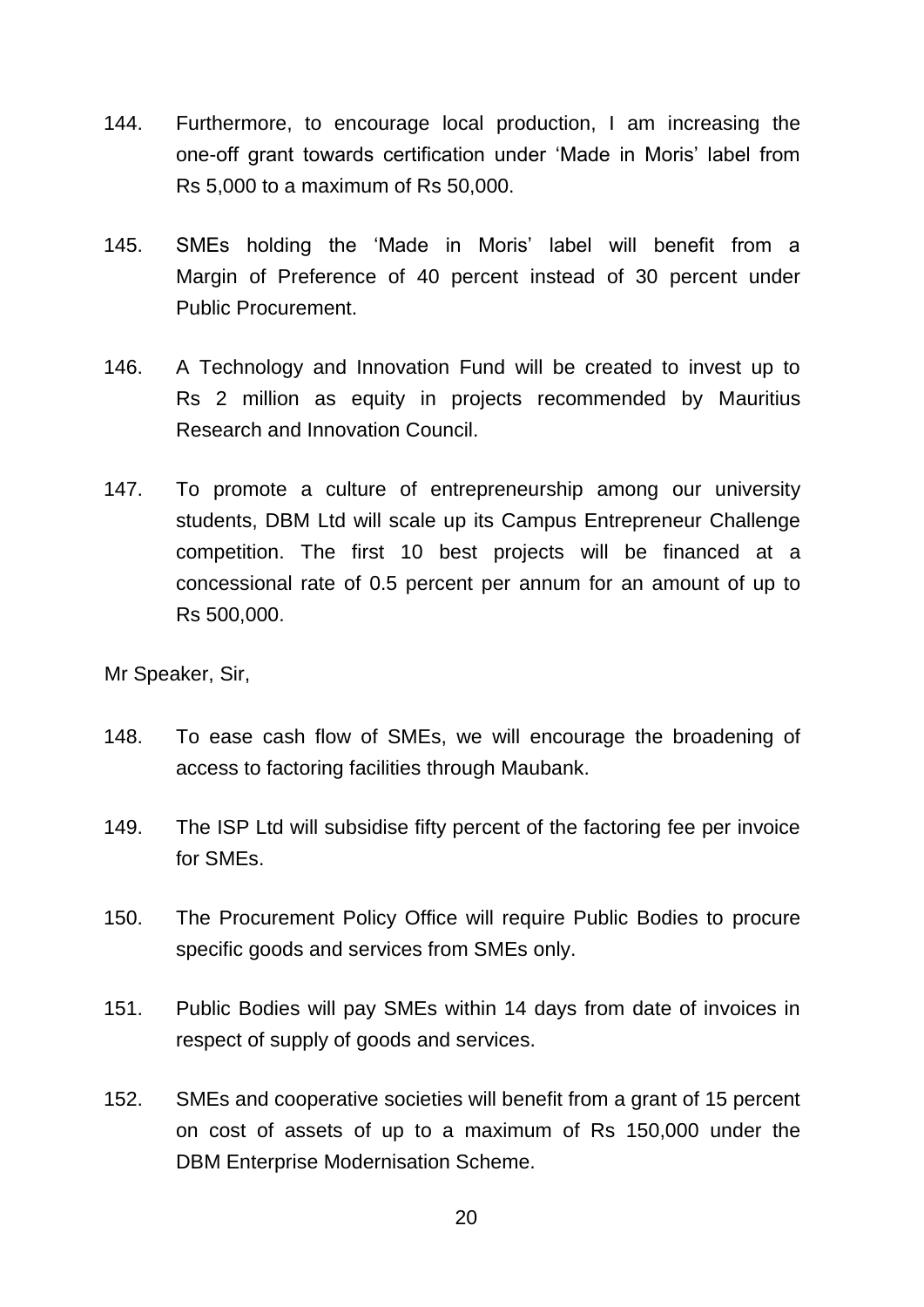144. Furthermore, to encourage local production, I am increasing the one-off grant towards certification under 'Made in Moris' label from Rs 5,000 to a maximum of Rs 50,000.

145. SMEs holding the 'Made in Moris' label will benefit from a Margin of Preference of 40 percent instead of 30 percent under Public Procurement.

146. A Technology and Innovation Fund will be created to invest up to Rs 2 million as equity in projects recommended by Mauritius Research and Innovation Council.

147. To promote a culture of entrepreneurship among our university students, DBM Ltd will scale up its Campus Entrepreneur Challenge competition. The first 10 best projects will be financed at a concessional rate of 0.5 percent per annum for an amount of up to Rs 500,000.

Mr Speaker, Sir,

148. To ease cash flow of SMEs, we will encourage the broadening of access to factoring facilities through Maubank.

149. The ISP Ltd will subsidise fifty percent of the factoring fee per invoice for SMEs.

150. The Procurement Policy Office will require Public Bodies to procure specific goods and services from SMEs only.

151. Public Bodies will pay SMEs within 14 days from date of invoices in respect of supply of goods and services.

152. SMEs and cooperative societies will benefit from a grant of 15 percent on cost of assets of up to a maximum of Rs 150,000 under the DBM Enterprise Modernisation Scheme.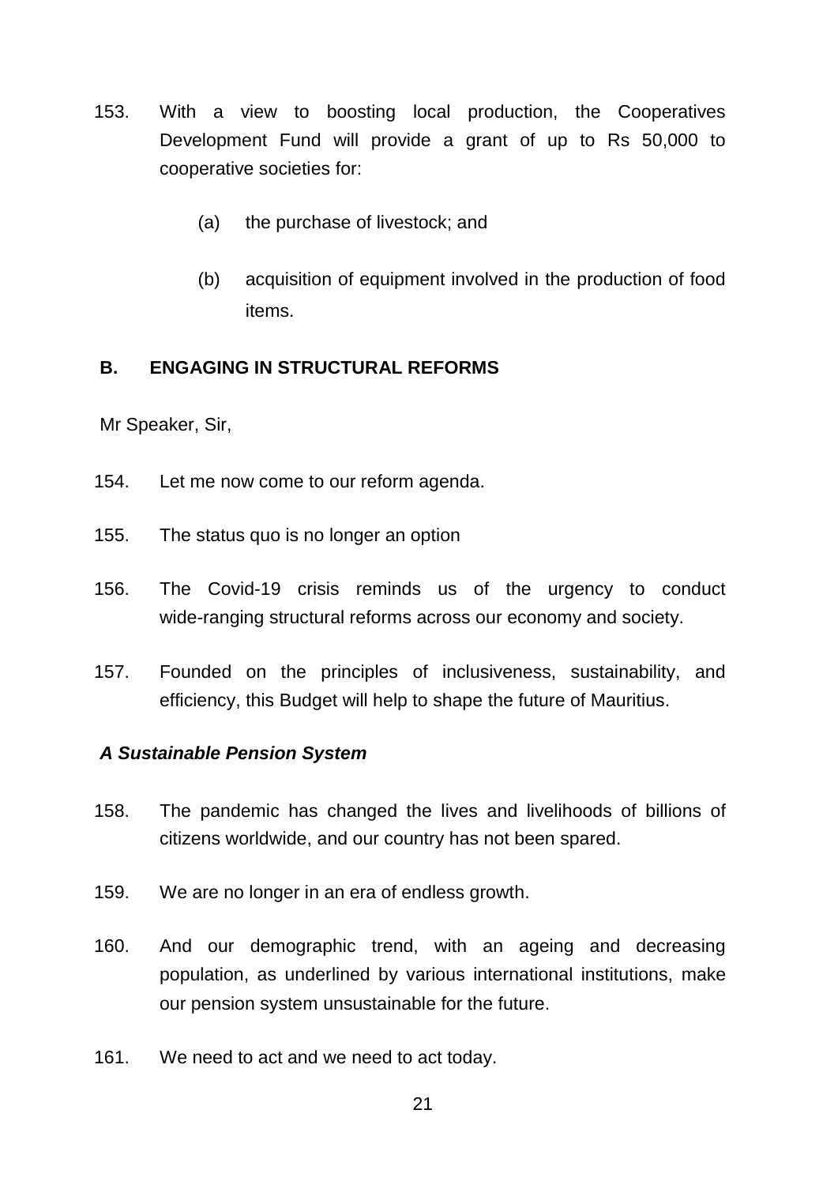153. With a view to boosting local production, the Cooperatives Development Fund will provide a grant of up to Rs 50,000 to cooperative societies for:

    (a) the purchase of livestock; and

    (b) acquisition of equipment involved in the production of food items.

## B. ENGAGING IN STRUCTURAL REFORMS

Mr Speaker, Sir,

154. Let me now come to our reform agenda.

155. The status quo is no longer an option

156. The Covid-19 crisis reminds us of the urgency to conduct wide-ranging structural reforms across our economy and society.

157. Founded on the principles of inclusiveness, sustainability, and efficiency, this Budget will help to shape the future of Mauritius.

### *A Sustainable Pension System*

158. The pandemic has changed the lives and livelihoods of billions of citizens worldwide, and our country has not been spared.

159. We are no longer in an era of endless growth.

160. And our demographic trend, with an ageing and decreasing population, as underlined by various international institutions, make our pension system unsustainable for the future.

161. We need to act and we need to act today.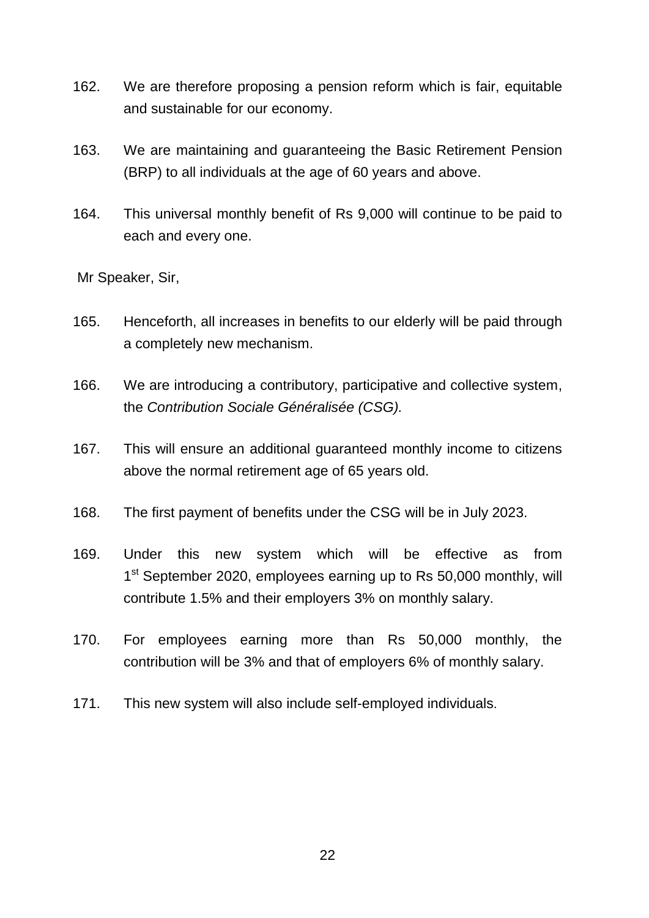162. We are therefore proposing a pension reform which is fair, equitable and sustainable for our economy.

163. We are maintaining and guaranteeing the Basic Retirement Pension (BRP) to all individuals at the age of 60 years and above.

164. This universal monthly benefit of Rs 9,000 will continue to be paid to each and every one.

Mr Speaker, Sir,

165. Henceforth, all increases in benefits to our elderly will be paid through a completely new mechanism.

166. We are introducing a contributory, participative and collective system, the *Contribution Sociale Généralisée (CSG).*

167. This will ensure an additional guaranteed monthly income to citizens above the normal retirement age of 65 years old.

168. The first payment of benefits under the CSG will be in July 2023.

169. Under this new system which will be effective as from 1st September 2020, employees earning up to Rs 50,000 monthly, will contribute 1.5% and their employers 3% on monthly salary.

170. For employees earning more than Rs 50,000 monthly, the contribution will be 3% and that of employers 6% of monthly salary.

171. This new system will also include self-employed individuals.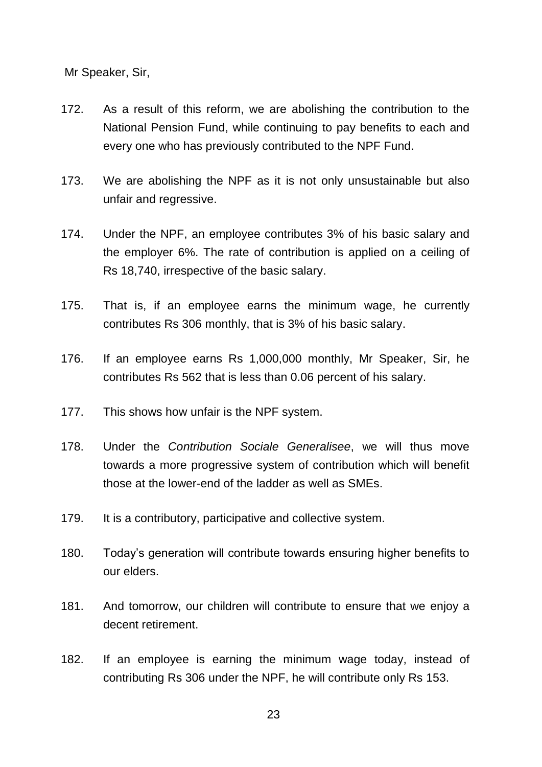Mr Speaker, Sir,

172. As a result of this reform, we are abolishing the contribution to the National Pension Fund, while continuing to pay benefits to each and every one who has previously contributed to the NPF Fund.

173. We are abolishing the NPF as it is not only unsustainable but also unfair and regressive.

174. Under the NPF, an employee contributes 3% of his basic salary and the employer 6%. The rate of contribution is applied on a ceiling of Rs 18,740, irrespective of the basic salary.

175. That is, if an employee earns the minimum wage, he currently contributes Rs 306 monthly, that is 3% of his basic salary.

176. If an employee earns Rs 1,000,000 monthly, Mr Speaker, Sir, he contributes Rs 562 that is less than 0.06 percent of his salary.

177. This shows how unfair is the NPF system.

178. Under the *Contribution Sociale Generalisee*, we will thus move towards a more progressive system of contribution which will benefit those at the lower-end of the ladder as well as SMEs.

179. It is a contributory, participative and collective system.

180. Today's generation will contribute towards ensuring higher benefits to our elders.

181. And tomorrow, our children will contribute to ensure that we enjoy a decent retirement.

182. If an employee is earning the minimum wage today, instead of contributing Rs 306 under the NPF, he will contribute only Rs 153.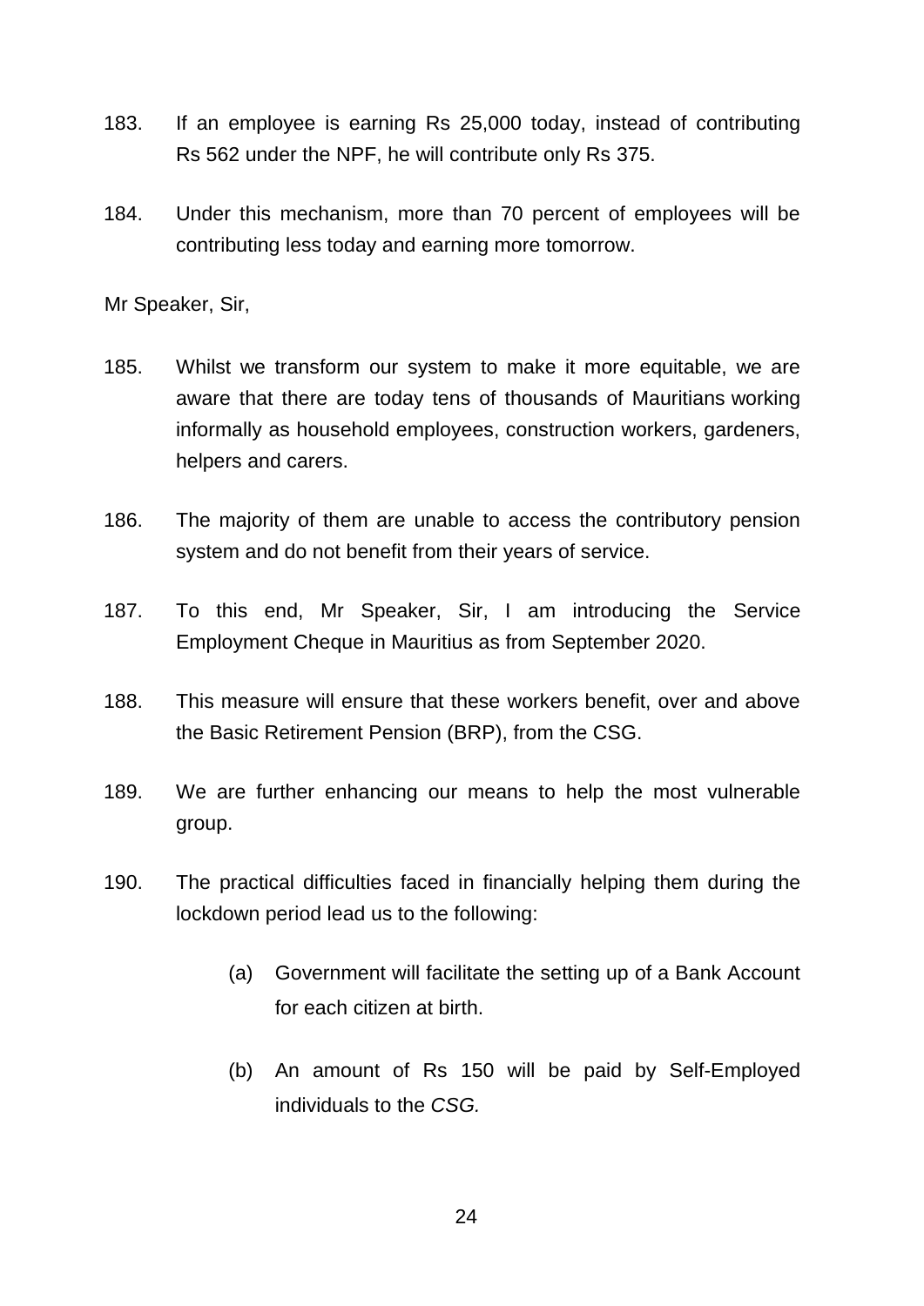183. If an employee is earning Rs 25,000 today, instead of contributing Rs 562 under the NPF, he will contribute only Rs 375.

184. Under this mechanism, more than 70 percent of employees will be contributing less today and earning more tomorrow.

Mr Speaker, Sir,

185. Whilst we transform our system to make it more equitable, we are aware that there are today tens of thousands of Mauritians working informally as household employees, construction workers, gardeners, helpers and carers.

186. The majority of them are unable to access the contributory pension system and do not benefit from their years of service.

187. To this end, Mr Speaker, Sir, I am introducing the Service Employment Cheque in Mauritius as from September 2020.

188. This measure will ensure that these workers benefit, over and above the Basic Retirement Pension (BRP), from the CSG.

189. We are further enhancing our means to help the most vulnerable group.

190. The practical difficulties faced in financially helping them during the lockdown period lead us to the following:

    (a) Government will facilitate the setting up of a Bank Account for each citizen at birth.

    (b) An amount of Rs 150 will be paid by Self-Employed individuals to the *CSG.*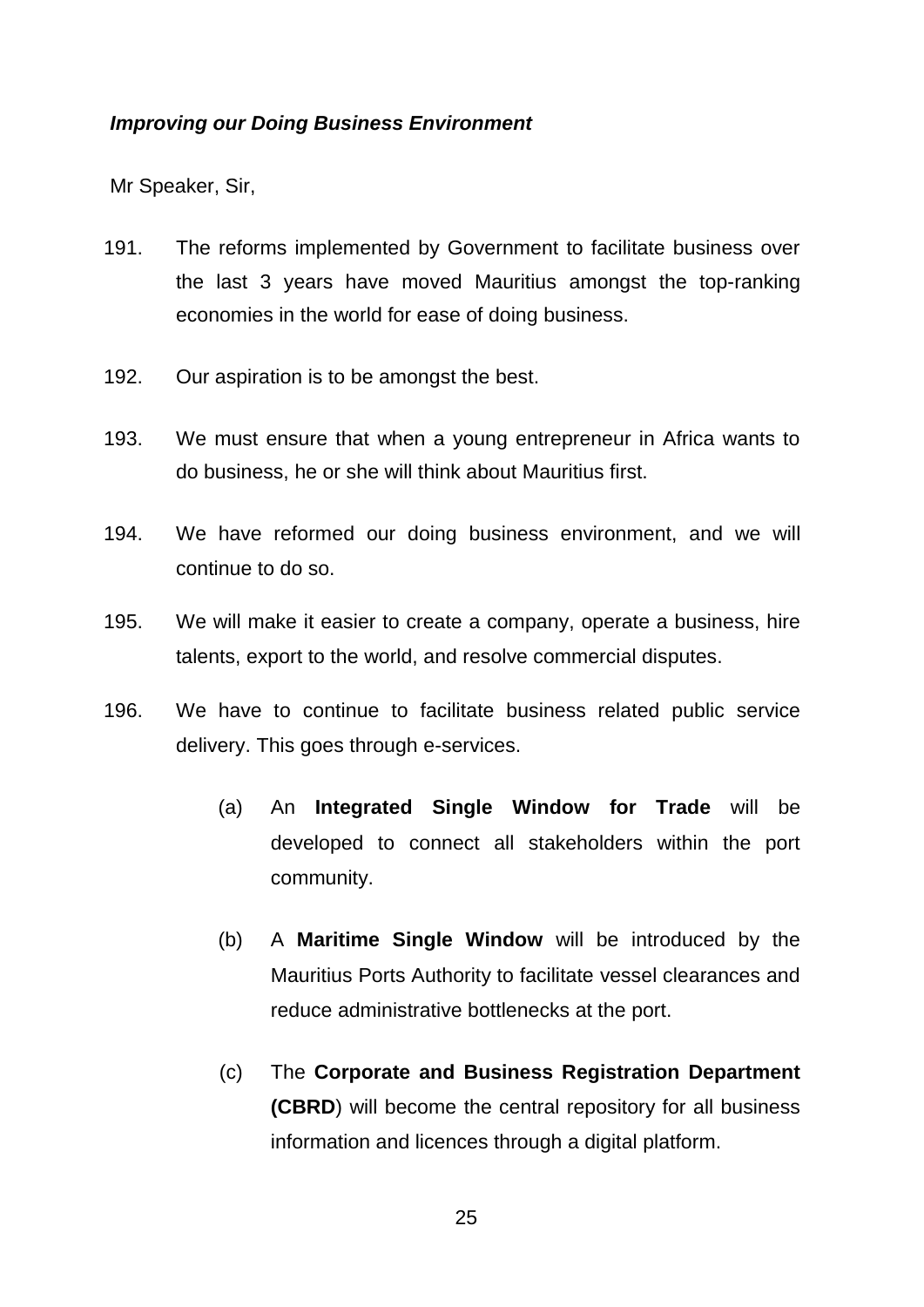***Improving our Doing Business Environment***

Mr Speaker, Sir,

191. The reforms implemented by Government to facilitate business over the last 3 years have moved Mauritius amongst the top-ranking economies in the world for ease of doing business.

192. Our aspiration is to be amongst the best.

193. We must ensure that when a young entrepreneur in Africa wants to do business, he or she will think about Mauritius first.

194. We have reformed our doing business environment, and we will continue to do so.

195. We will make it easier to create a company, operate a business, hire talents, export to the world, and resolve commercial disputes.

196. We have to continue to facilitate business related public service delivery. This goes through e-services.

    (a) An **Integrated Single Window for Trade** will be developed to connect all stakeholders within the port community.

    (b) A **Maritime Single Window** will be introduced by the Mauritius Ports Authority to facilitate vessel clearances and reduce administrative bottlenecks at the port.

    (c) The **Corporate and Business Registration Department (CBRD**) will become the central repository for all business information and licences through a digital platform.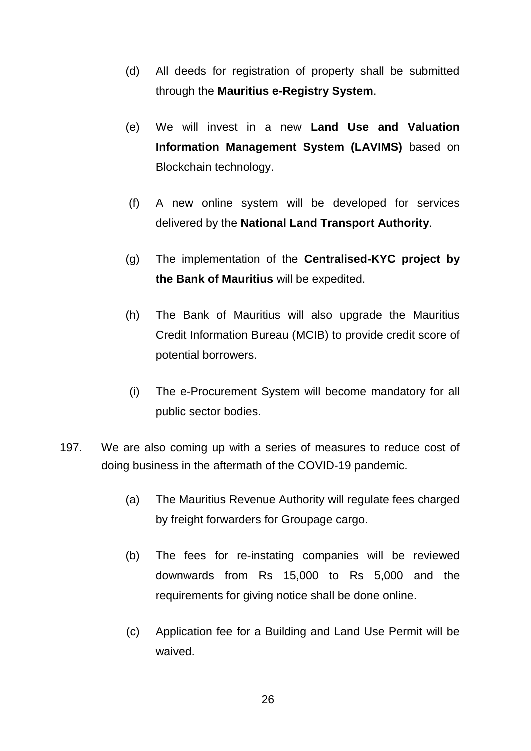(d) All deeds for registration of property shall be submitted through the **Mauritius e-Registry System**.

(e) We will invest in a new **Land Use and Valuation Information Management System (LAVIMS)** based on Blockchain technology.

(f) A new online system will be developed for services delivered by the **National Land Transport Authority**.

(g) The implementation of the **Centralised-KYC project by the Bank of Mauritius** will be expedited.

(h) The Bank of Mauritius will also upgrade the Mauritius Credit Information Bureau (MCIB) to provide credit score of potential borrowers.

(i) The e-Procurement System will become mandatory for all public sector bodies.

197. We are also coming up with a series of measures to reduce cost of doing business in the aftermath of the COVID-19 pandemic.

(a) The Mauritius Revenue Authority will regulate fees charged by freight forwarders for Groupage cargo.

(b) The fees for re-instating companies will be reviewed downwards from Rs 15,000 to Rs 5,000 and the requirements for giving notice shall be done online.

(c) Application fee for a Building and Land Use Permit will be waived.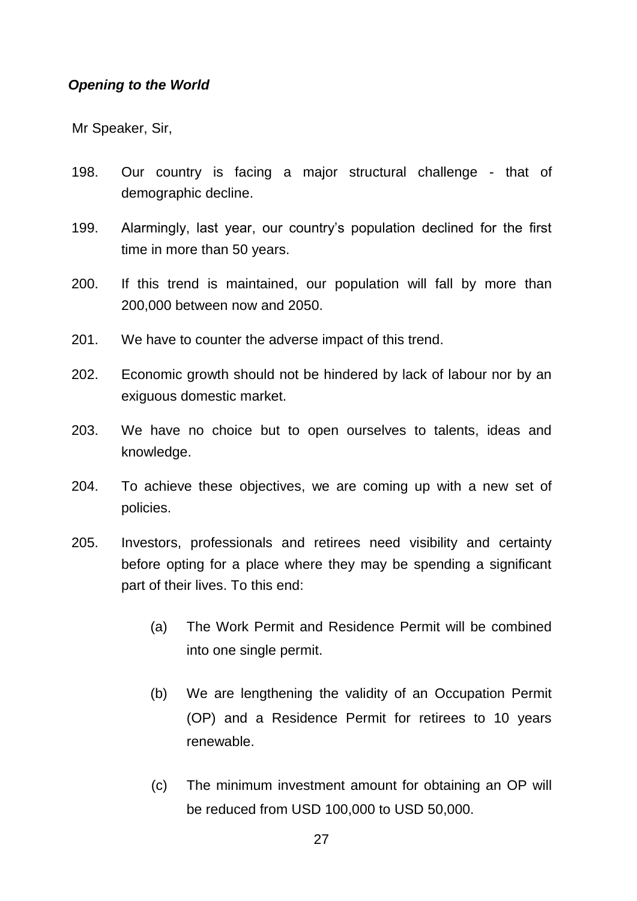***Opening to the World***

Mr Speaker, Sir,

198. Our country is facing a major structural challenge - that of demographic decline.

199. Alarmingly, last year, our country's population declined for the first time in more than 50 years.

200. If this trend is maintained, our population will fall by more than 200,000 between now and 2050.

201. We have to counter the adverse impact of this trend.

202. Economic growth should not be hindered by lack of labour nor by an exiguous domestic market.

203. We have no choice but to open ourselves to talents, ideas and knowledge.

204. To achieve these objectives, we are coming up with a new set of policies.

205. Investors, professionals and retirees need visibility and certainty before opting for a place where they may be spending a significant part of their lives. To this end:

    (a) The Work Permit and Residence Permit will be combined into one single permit.

    (b) We are lengthening the validity of an Occupation Permit (OP) and a Residence Permit for retirees to 10 years renewable.

    (c) The minimum investment amount for obtaining an OP will be reduced from USD 100,000 to USD 50,000.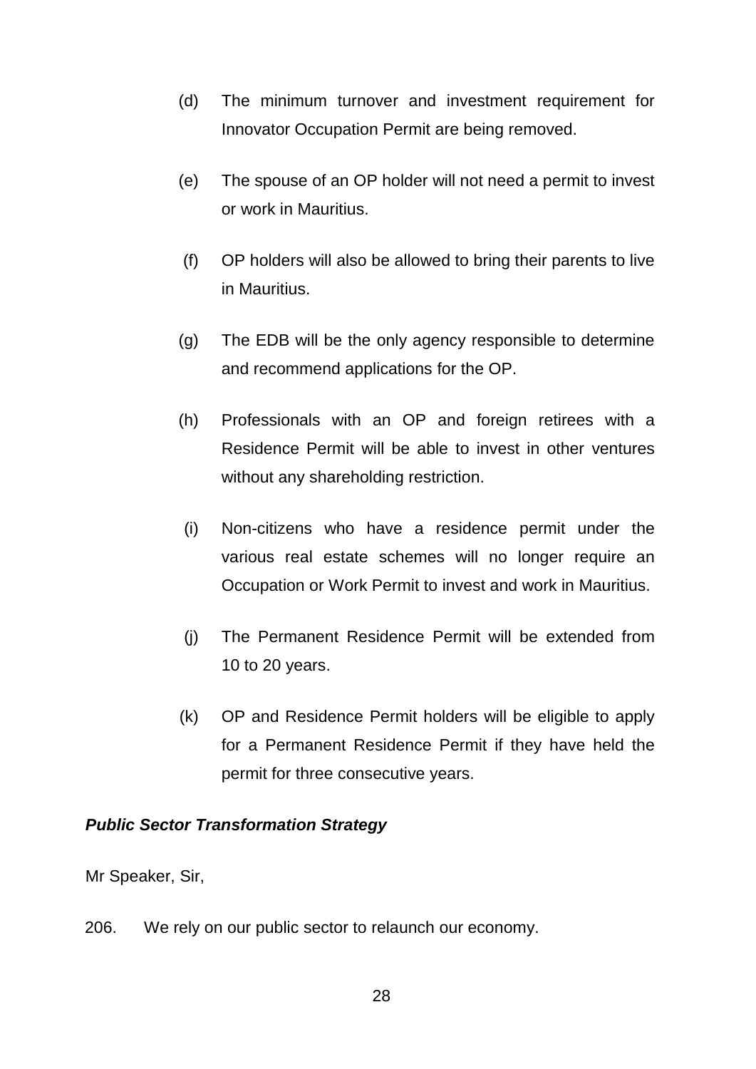(d) The minimum turnover and investment requirement for Innovator Occupation Permit are being removed.

(e) The spouse of an OP holder will not need a permit to invest or work in Mauritius.

(f) OP holders will also be allowed to bring their parents to live in Mauritius.

(g) The EDB will be the only agency responsible to determine and recommend applications for the OP.

(h) Professionals with an OP and foreign retirees with a Residence Permit will be able to invest in other ventures without any shareholding restriction.

(i) Non-citizens who have a residence permit under the various real estate schemes will no longer require an Occupation or Work Permit to invest and work in Mauritius.

(j) The Permanent Residence Permit will be extended from 10 to 20 years.

(k) OP and Residence Permit holders will be eligible to apply for a Permanent Residence Permit if they have held the permit for three consecutive years.

***Public Sector Transformation Strategy***

Mr Speaker, Sir,

206. We rely on our public sector to relaunch our economy.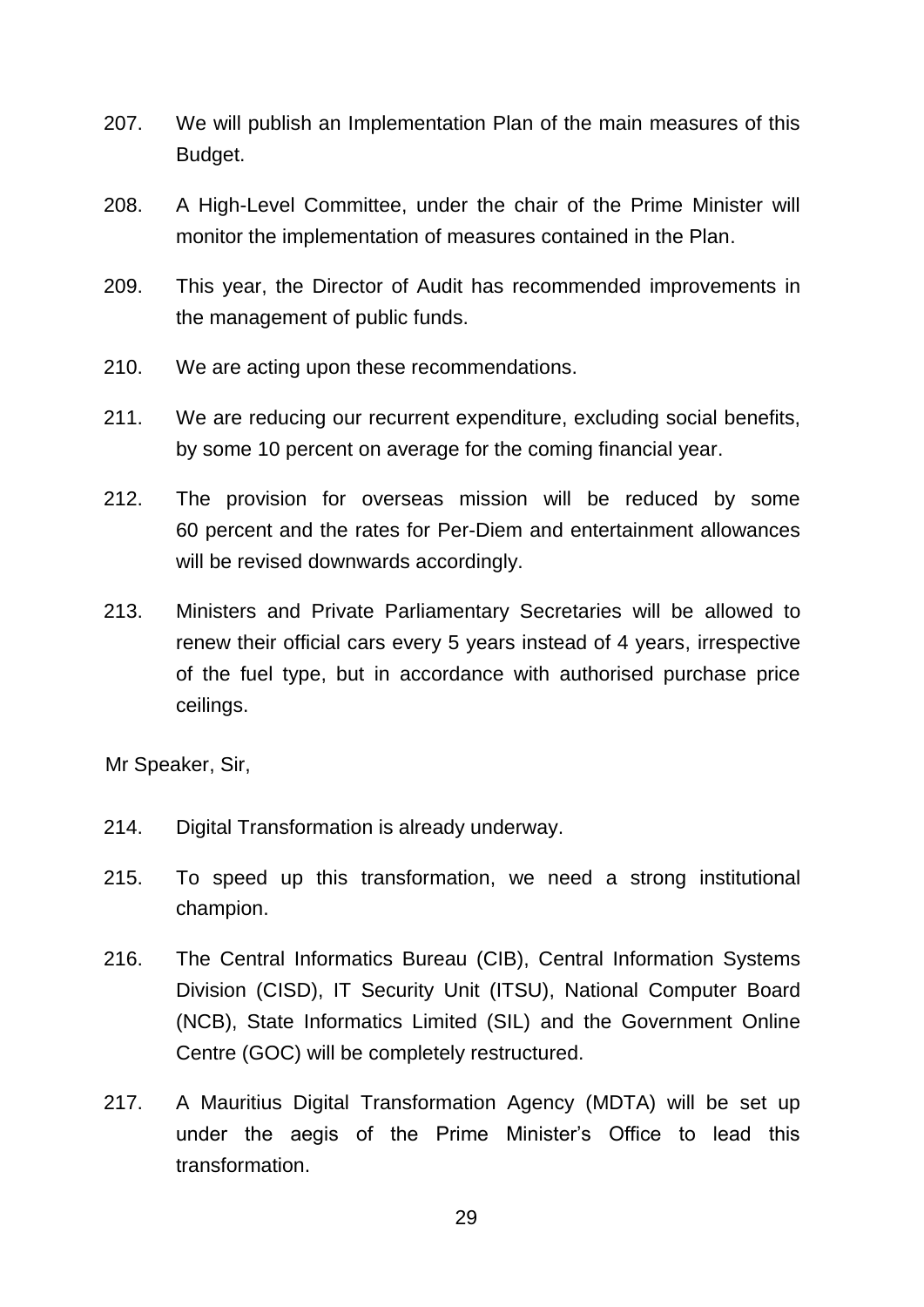207. We will publish an Implementation Plan of the main measures of this Budget.

208. A High-Level Committee, under the chair of the Prime Minister will monitor the implementation of measures contained in the Plan.

209. This year, the Director of Audit has recommended improvements in the management of public funds.

210. We are acting upon these recommendations.

211. We are reducing our recurrent expenditure, excluding social benefits, by some 10 percent on average for the coming financial year.

212. The provision for overseas mission will be reduced by some 60 percent and the rates for Per-Diem and entertainment allowances will be revised downwards accordingly.

213. Ministers and Private Parliamentary Secretaries will be allowed to renew their official cars every 5 years instead of 4 years, irrespective of the fuel type, but in accordance with authorised purchase price ceilings.

Mr Speaker, Sir,

214. Digital Transformation is already underway.

215. To speed up this transformation, we need a strong institutional champion.

216. The Central Informatics Bureau (CIB), Central Information Systems Division (CISD), IT Security Unit (ITSU), National Computer Board (NCB), State Informatics Limited (SIL) and the Government Online Centre (GOC) will be completely restructured.

217. A Mauritius Digital Transformation Agency (MDTA) will be set up under the aegis of the Prime Minister's Office to lead this transformation.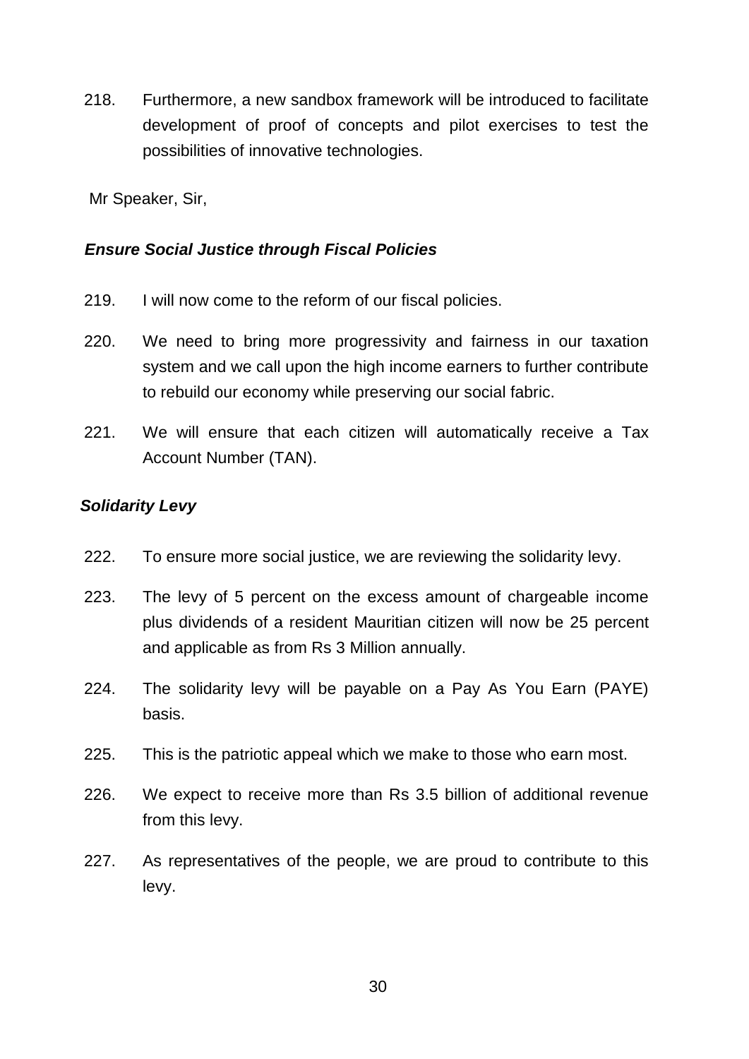218. Furthermore, a new sandbox framework will be introduced to facilitate development of proof of concepts and pilot exercises to test the possibilities of innovative technologies.

Mr Speaker, Sir,

### *Ensure Social Justice through Fiscal Policies*

219. I will now come to the reform of our fiscal policies.

220. We need to bring more progressivity and fairness in our taxation system and we call upon the high income earners to further contribute to rebuild our economy while preserving our social fabric.

221. We will ensure that each citizen will automatically receive a Tax Account Number (TAN).

### *Solidarity Levy*

222. To ensure more social justice, we are reviewing the solidarity levy.

223. The levy of 5 percent on the excess amount of chargeable income plus dividends of a resident Mauritian citizen will now be 25 percent and applicable as from Rs 3 Million annually.

224. The solidarity levy will be payable on a Pay As You Earn (PAYE) basis.

225. This is the patriotic appeal which we make to those who earn most.

226. We expect to receive more than Rs 3.5 billion of additional revenue from this levy.

227. As representatives of the people, we are proud to contribute to this levy.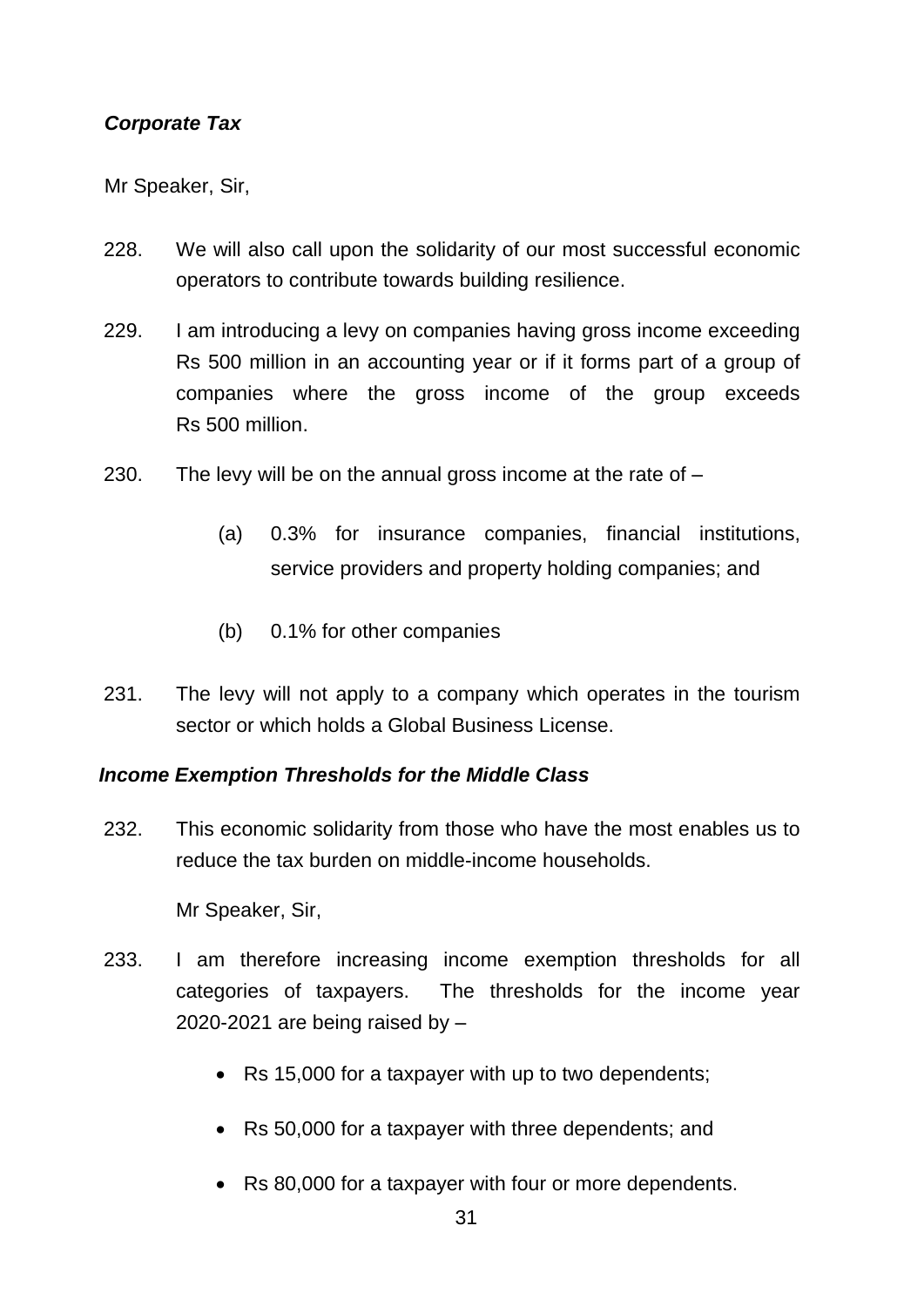### *Corporate Tax*

Mr Speaker, Sir,

228. We will also call upon the solidarity of our most successful economic operators to contribute towards building resilience.

229. I am introducing a levy on companies having gross income exceeding Rs 500 million in an accounting year or if it forms part of a group of companies where the gross income of the group exceeds Rs 500 million.

230. The levy will be on the annual gross income at the rate of –

    (a) 0.3% for insurance companies, financial institutions, service providers and property holding companies; and

    (b) 0.1% for other companies

231. The levy will not apply to a company which operates in the tourism sector or which holds a Global Business License.

### *Income Exemption Thresholds for the Middle Class*

232. This economic solidarity from those who have the most enables us to reduce the tax burden on middle-income households.

Mr Speaker, Sir,

233. I am therefore increasing income exemption thresholds for all categories of taxpayers. The thresholds for the income year 2020-2021 are being raised by –

    - Rs 15,000 for a taxpayer with up to two dependents;
    - Rs 50,000 for a taxpayer with three dependents; and
    - Rs 80,000 for a taxpayer with four or more dependents.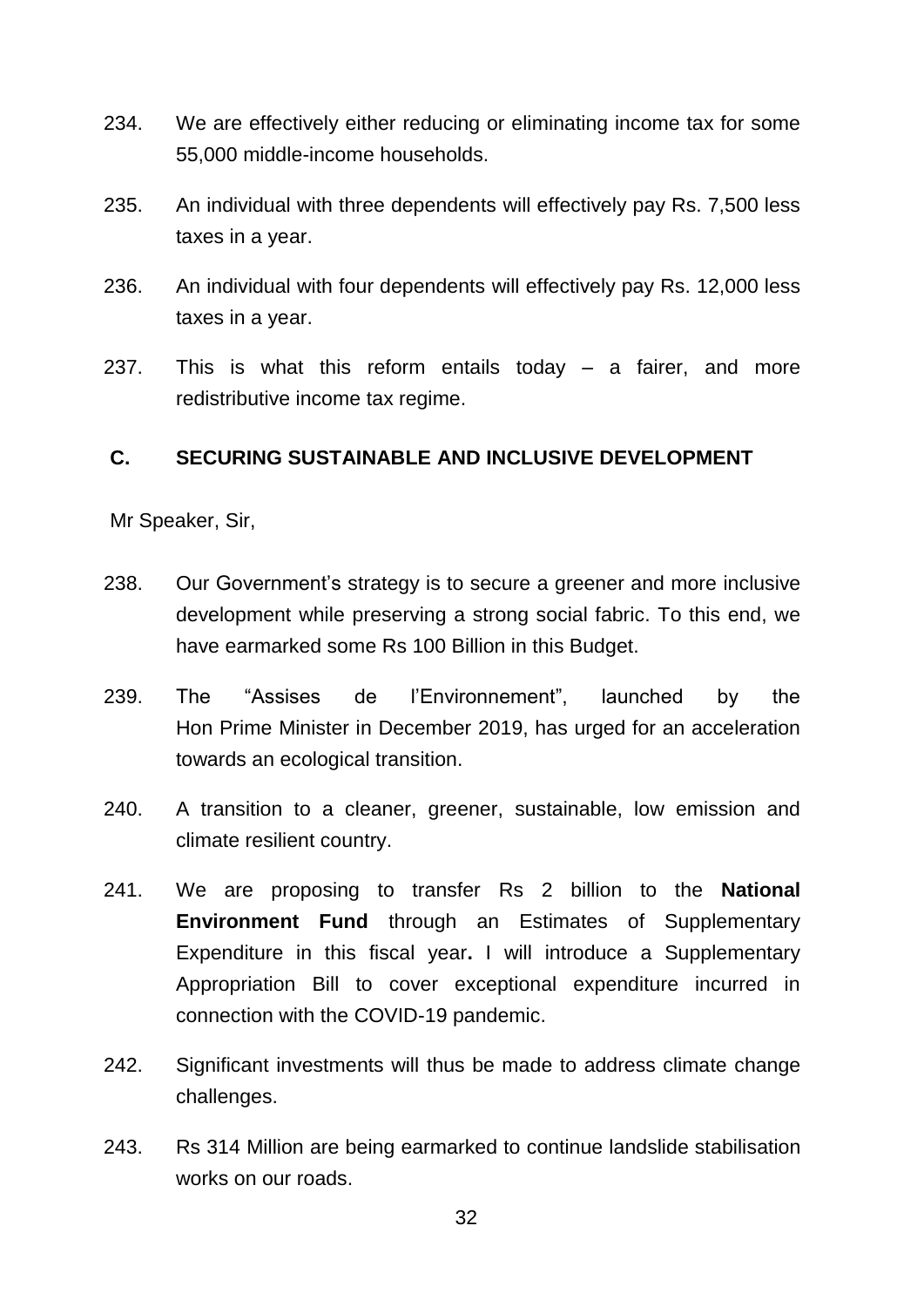234. We are effectively either reducing or eliminating income tax for some 55,000 middle-income households.

235. An individual with three dependents will effectively pay Rs. 7,500 less taxes in a year.

236. An individual with four dependents will effectively pay Rs. 12,000 less taxes in a year.

237. This is what this reform entails today – a fairer, and more redistributive income tax regime.

## C. SECURING SUSTAINABLE AND INCLUSIVE DEVELOPMENT

Mr Speaker, Sir,

238. Our Government's strategy is to secure a greener and more inclusive development while preserving a strong social fabric. To this end, we have earmarked some Rs 100 Billion in this Budget.

239. The "Assises de l'Environnement", launched by the Hon Prime Minister in December 2019, has urged for an acceleration towards an ecological transition.

240. A transition to a cleaner, greener, sustainable, low emission and climate resilient country.

241. We are proposing to transfer Rs 2 billion to the **National Environment Fund** through an Estimates of Supplementary Expenditure in this fiscal year**.** I will introduce a Supplementary Appropriation Bill to cover exceptional expenditure incurred in connection with the COVID-19 pandemic.

242. Significant investments will thus be made to address climate change challenges.

243. Rs 314 Million are being earmarked to continue landslide stabilisation works on our roads.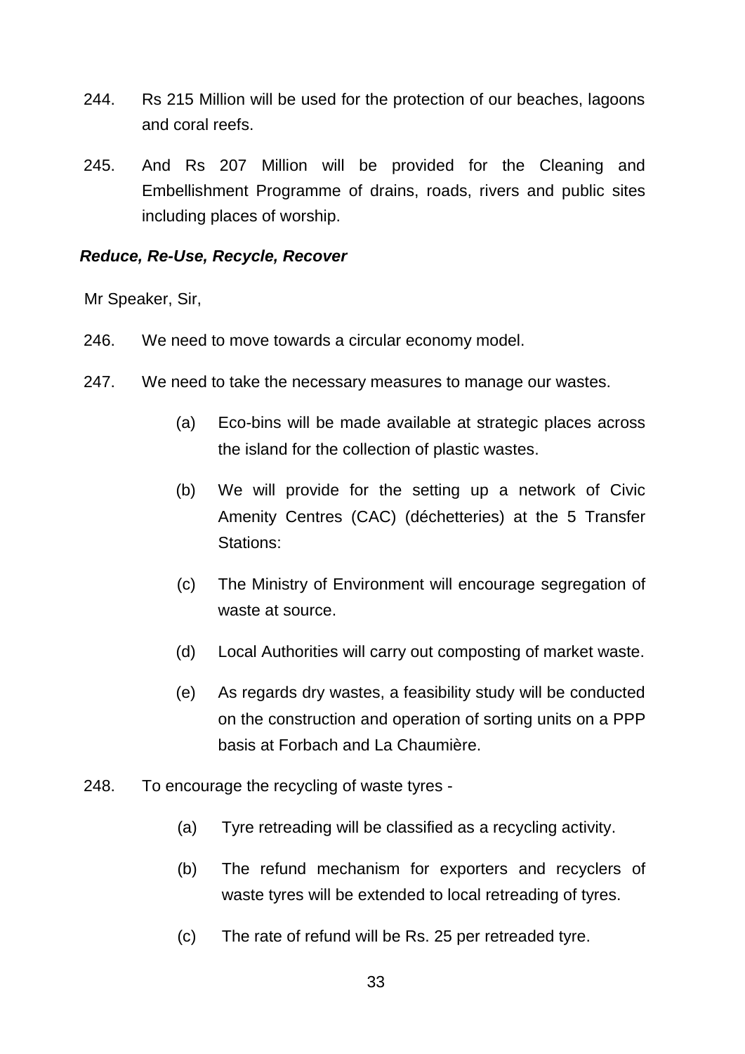244. Rs 215 Million will be used for the protection of our beaches, lagoons and coral reefs.

245. And Rs 207 Million will be provided for the Cleaning and Embellishment Programme of drains, roads, rivers and public sites including places of worship.

***Reduce, Re-Use, Recycle, Recover***

Mr Speaker, Sir,

246. We need to move towards a circular economy model.

247. We need to take the necessary measures to manage our wastes.

   (a) Eco-bins will be made available at strategic places across the island for the collection of plastic wastes.

   (b) We will provide for the setting up a network of Civic Amenity Centres (CAC) (déchetteries) at the 5 Transfer Stations:

   (c) The Ministry of Environment will encourage segregation of waste at source.

   (d) Local Authorities will carry out composting of market waste.

   (e) As regards dry wastes, a feasibility study will be conducted on the construction and operation of sorting units on a PPP basis at Forbach and La Chaumière.

248. To encourage the recycling of waste tyres -

   (a) Tyre retreading will be classified as a recycling activity.

   (b) The refund mechanism for exporters and recyclers of waste tyres will be extended to local retreading of tyres.

   (c) The rate of refund will be Rs. 25 per retreaded tyre.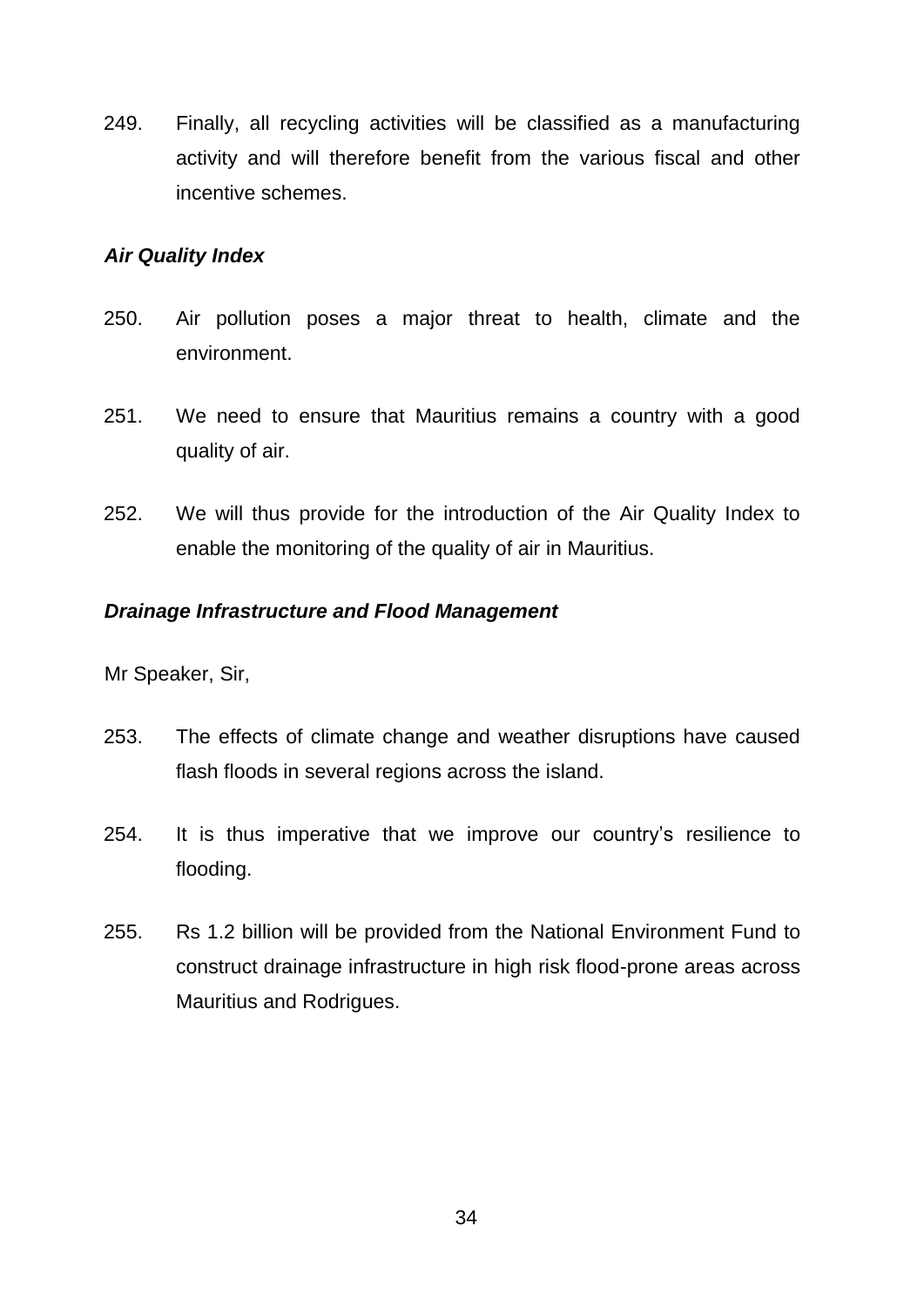249. Finally, all recycling activities will be classified as a manufacturing activity and will therefore benefit from the various fiscal and other incentive schemes.

***Air Quality Index***

250. Air pollution poses a major threat to health, climate and the environment.

251. We need to ensure that Mauritius remains a country with a good quality of air.

252. We will thus provide for the introduction of the Air Quality Index to enable the monitoring of the quality of air in Mauritius.

***Drainage Infrastructure and Flood Management***

Mr Speaker, Sir,

253. The effects of climate change and weather disruptions have caused flash floods in several regions across the island.

254. It is thus imperative that we improve our country's resilience to flooding.

255. Rs 1.2 billion will be provided from the National Environment Fund to construct drainage infrastructure in high risk flood-prone areas across Mauritius and Rodrigues.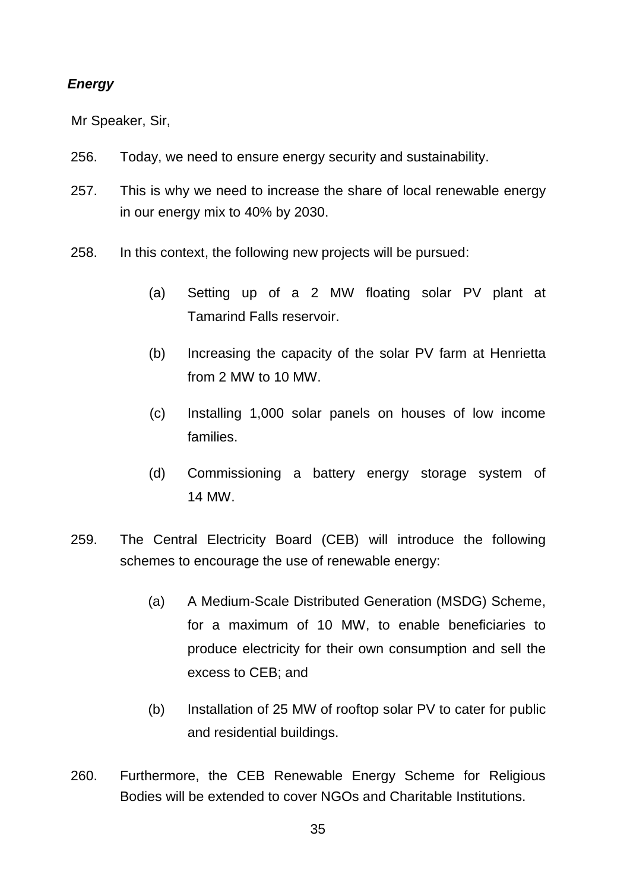***Energy***

Mr Speaker, Sir,

256. Today, we need to ensure energy security and sustainability.

257. This is why we need to increase the share of local renewable energy in our energy mix to 40% by 2030.

258. In this context, the following new projects will be pursued:

   (a) Setting up of a 2 MW floating solar PV plant at Tamarind Falls reservoir.

   (b) Increasing the capacity of the solar PV farm at Henrietta from 2 MW to 10 MW.

   (c) Installing 1,000 solar panels on houses of low income families.

   (d) Commissioning a battery energy storage system of 14 MW.

259. The Central Electricity Board (CEB) will introduce the following schemes to encourage the use of renewable energy:

   (a) A Medium-Scale Distributed Generation (MSDG) Scheme, for a maximum of 10 MW, to enable beneficiaries to produce electricity for their own consumption and sell the excess to CEB; and

   (b) Installation of 25 MW of rooftop solar PV to cater for public and residential buildings.

260. Furthermore, the CEB Renewable Energy Scheme for Religious Bodies will be extended to cover NGOs and Charitable Institutions.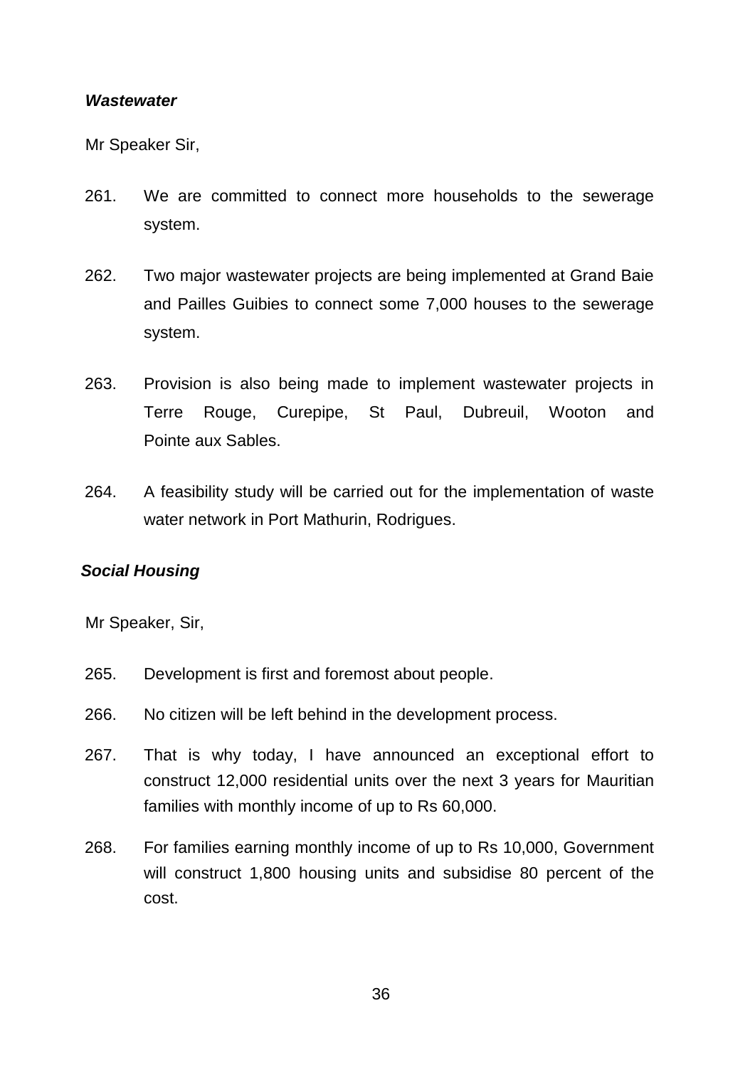***Wastewater***

Mr Speaker Sir,

261. We are committed to connect more households to the sewerage system.

262. Two major wastewater projects are being implemented at Grand Baie and Pailles Guibies to connect some 7,000 houses to the sewerage system.

263. Provision is also being made to implement wastewater projects in Terre Rouge, Curepipe, St Paul, Dubreuil, Wooton and Pointe aux Sables.

264. A feasibility study will be carried out for the implementation of waste water network in Port Mathurin, Rodrigues.

***Social Housing***

Mr Speaker, Sir,

265. Development is first and foremost about people.

266. No citizen will be left behind in the development process.

267. That is why today, I have announced an exceptional effort to construct 12,000 residential units over the next 3 years for Mauritian families with monthly income of up to Rs 60,000.

268. For families earning monthly income of up to Rs 10,000, Government will construct 1,800 housing units and subsidise 80 percent of the cost.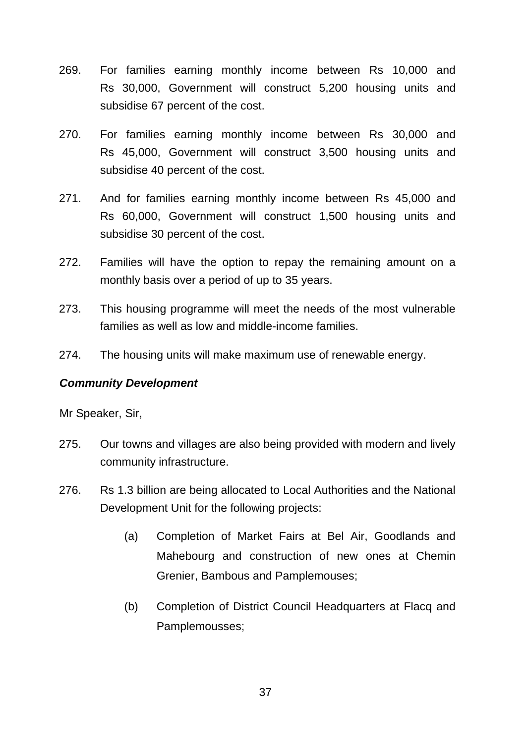269. For families earning monthly income between Rs 10,000 and Rs 30,000, Government will construct 5,200 housing units and subsidise 67 percent of the cost.

270. For families earning monthly income between Rs 30,000 and Rs 45,000, Government will construct 3,500 housing units and subsidise 40 percent of the cost.

271. And for families earning monthly income between Rs 45,000 and Rs 60,000, Government will construct 1,500 housing units and subsidise 30 percent of the cost.

272. Families will have the option to repay the remaining amount on a monthly basis over a period of up to 35 years.

273. This housing programme will meet the needs of the most vulnerable families as well as low and middle-income families.

274. The housing units will make maximum use of renewable energy.

***Community Development***

Mr Speaker, Sir,

275. Our towns and villages are also being provided with modern and lively community infrastructure.

276. Rs 1.3 billion are being allocated to Local Authorities and the National Development Unit for the following projects:

   (a) Completion of Market Fairs at Bel Air, Goodlands and Mahebourg and construction of new ones at Chemin Grenier, Bambous and Pamplemouses;

   (b) Completion of District Council Headquarters at Flacq and Pamplemousses;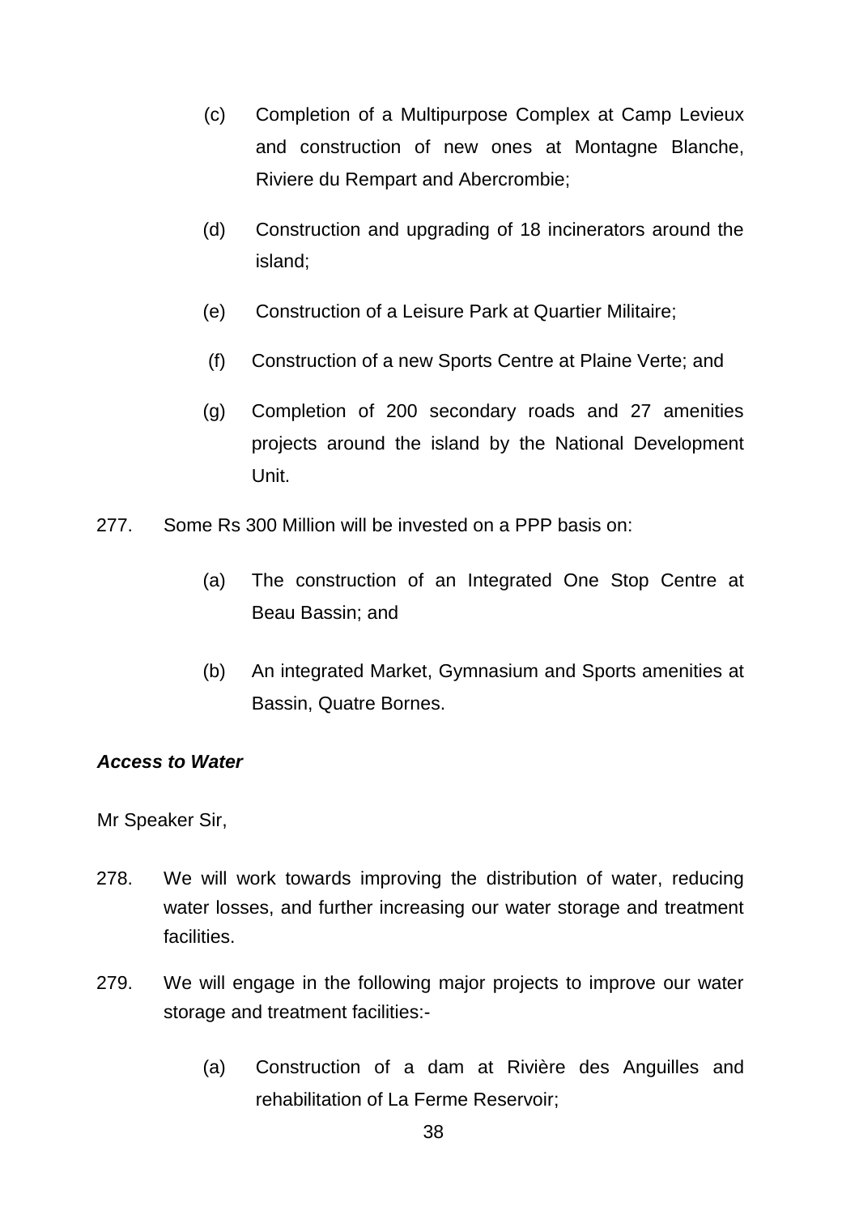(c) Completion of a Multipurpose Complex at Camp Levieux and construction of new ones at Montagne Blanche, Riviere du Rempart and Abercrombie;

(d) Construction and upgrading of 18 incinerators around the island;

(e) Construction of a Leisure Park at Quartier Militaire;

(f) Construction of a new Sports Centre at Plaine Verte; and

(g) Completion of 200 secondary roads and 27 amenities projects around the island by the National Development Unit.

277. Some Rs 300 Million will be invested on a PPP basis on:

(a) The construction of an Integrated One Stop Centre at Beau Bassin; and

(b) An integrated Market, Gymnasium and Sports amenities at Bassin, Quatre Bornes.

***Access to Water***

Mr Speaker Sir,

278. We will work towards improving the distribution of water, reducing water losses, and further increasing our water storage and treatment facilities.

279. We will engage in the following major projects to improve our water storage and treatment facilities:-

(a) Construction of a dam at Rivière des Anguilles and rehabilitation of La Ferme Reservoir;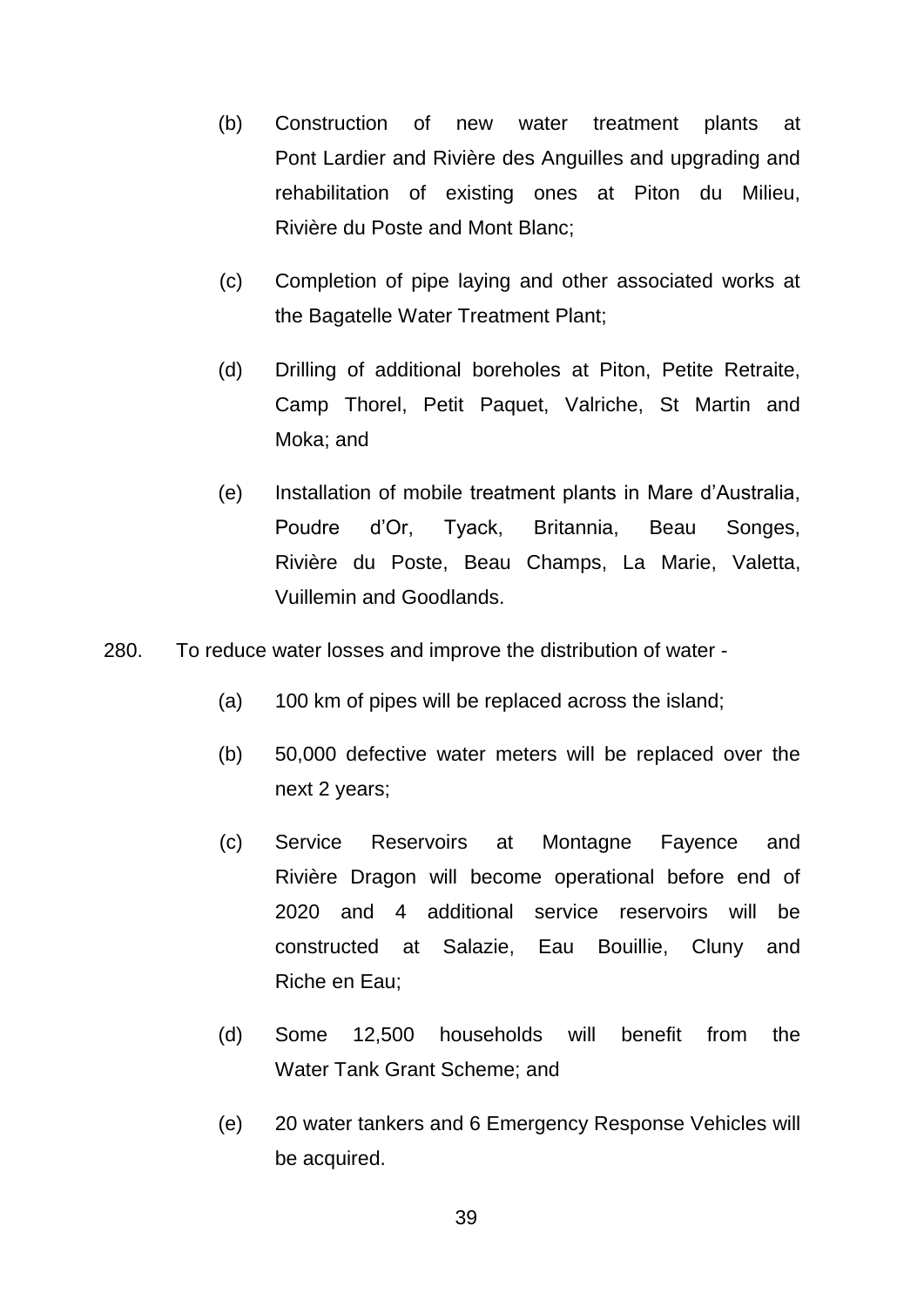(b) Construction of new water treatment plants at Pont Lardier and Rivière des Anguilles and upgrading and rehabilitation of existing ones at Piton du Milieu, Rivière du Poste and Mont Blanc;

(c) Completion of pipe laying and other associated works at the Bagatelle Water Treatment Plant;

(d) Drilling of additional boreholes at Piton, Petite Retraite, Camp Thorel, Petit Paquet, Valriche, St Martin and Moka; and

(e) Installation of mobile treatment plants in Mare d'Australia, Poudre d'Or, Tyack, Britannia, Beau Songes, Rivière du Poste, Beau Champs, La Marie, Valetta, Vuillemin and Goodlands.

280. To reduce water losses and improve the distribution of water -

(a) 100 km of pipes will be replaced across the island;

(b) 50,000 defective water meters will be replaced over the next 2 years;

(c) Service Reservoirs at Montagne Fayence and Rivière Dragon will become operational before end of 2020 and 4 additional service reservoirs will be constructed at Salazie, Eau Bouillie, Cluny and Riche en Eau;

(d) Some 12,500 households will benefit from the Water Tank Grant Scheme; and

(e) 20 water tankers and 6 Emergency Response Vehicles will be acquired.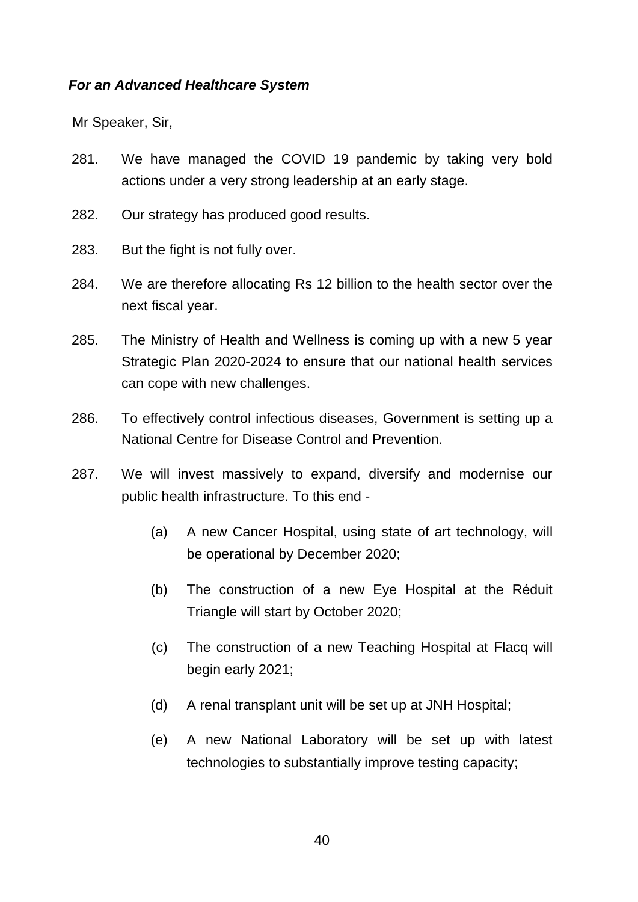***For an Advanced Healthcare System***

Mr Speaker, Sir,

281. We have managed the COVID 19 pandemic by taking very bold actions under a very strong leadership at an early stage.

282. Our strategy has produced good results.

283. But the fight is not fully over.

284. We are therefore allocating Rs 12 billion to the health sector over the next fiscal year.

285. The Ministry of Health and Wellness is coming up with a new 5 year Strategic Plan 2020-2024 to ensure that our national health services can cope with new challenges.

286. To effectively control infectious diseases, Government is setting up a National Centre for Disease Control and Prevention.

287. We will invest massively to expand, diversify and modernise our public health infrastructure. To this end -

    (a) A new Cancer Hospital, using state of art technology, will be operational by December 2020;

    (b) The construction of a new Eye Hospital at the Réduit Triangle will start by October 2020;

    (c) The construction of a new Teaching Hospital at Flacq will begin early 2021;

    (d) A renal transplant unit will be set up at JNH Hospital;

    (e) A new National Laboratory will be set up with latest technologies to substantially improve testing capacity;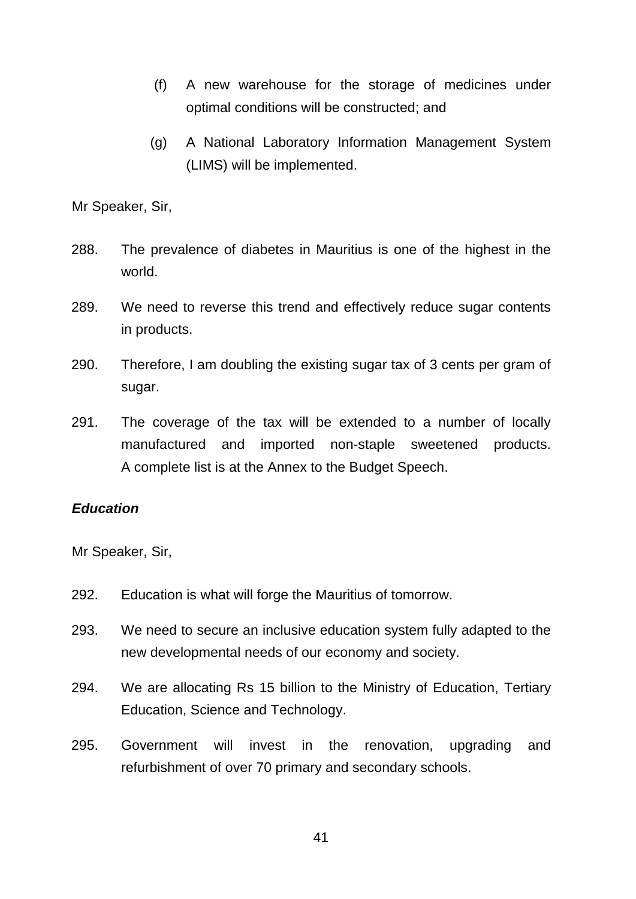(f) A new warehouse for the storage of medicines under optimal conditions will be constructed; and

(g) A National Laboratory Information Management System (LIMS) will be implemented.

Mr Speaker, Sir,

288. The prevalence of diabetes in Mauritius is one of the highest in the world.

289. We need to reverse this trend and effectively reduce sugar contents in products.

290. Therefore, I am doubling the existing sugar tax of 3 cents per gram of sugar.

291. The coverage of the tax will be extended to a number of locally manufactured and imported non-staple sweetened products. A complete list is at the Annex to the Budget Speech.

***Education***

Mr Speaker, Sir,

292. Education is what will forge the Mauritius of tomorrow.

293. We need to secure an inclusive education system fully adapted to the new developmental needs of our economy and society.

294. We are allocating Rs 15 billion to the Ministry of Education, Tertiary Education, Science and Technology.

295. Government will invest in the renovation, upgrading and refurbishment of over 70 primary and secondary schools.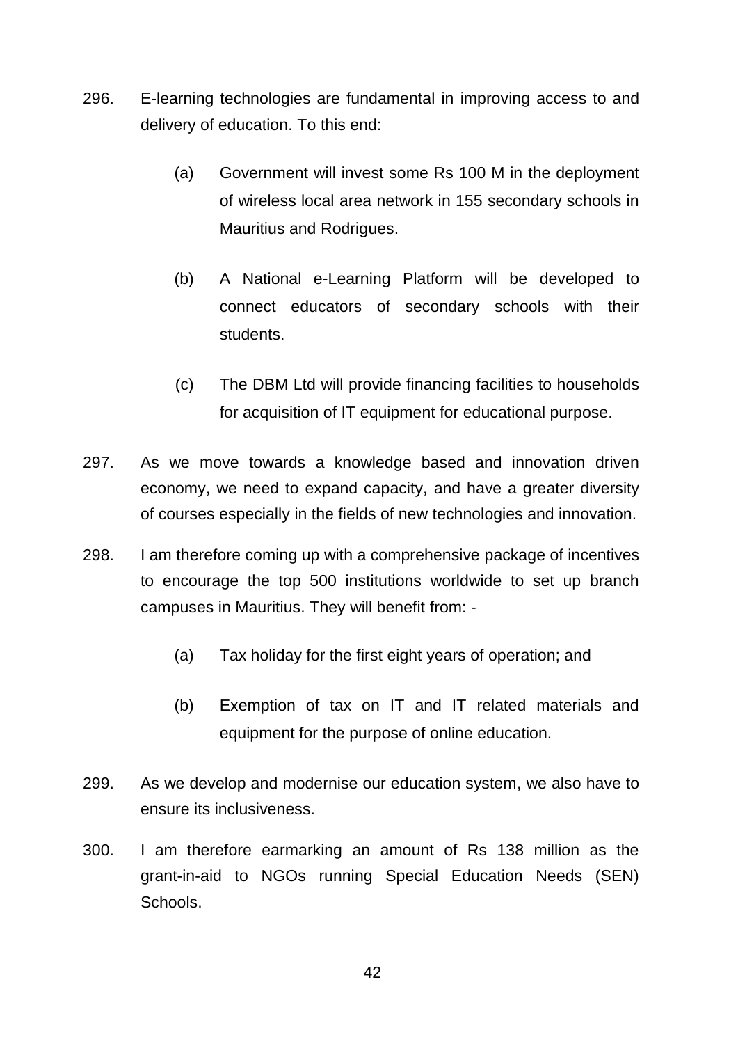296. E-learning technologies are fundamental in improving access to and delivery of education. To this end:

   (a) Government will invest some Rs 100 M in the deployment of wireless local area network in 155 secondary schools in Mauritius and Rodrigues.

   (b) A National e-Learning Platform will be developed to connect educators of secondary schools with their students.

   (c) The DBM Ltd will provide financing facilities to households for acquisition of IT equipment for educational purpose.

297. As we move towards a knowledge based and innovation driven economy, we need to expand capacity, and have a greater diversity of courses especially in the fields of new technologies and innovation.

298. I am therefore coming up with a comprehensive package of incentives to encourage the top 500 institutions worldwide to set up branch campuses in Mauritius. They will benefit from: -

   (a) Tax holiday for the first eight years of operation; and

   (b) Exemption of tax on IT and IT related materials and equipment for the purpose of online education.

299. As we develop and modernise our education system, we also have to ensure its inclusiveness.

300. I am therefore earmarking an amount of Rs 138 million as the grant-in-aid to NGOs running Special Education Needs (SEN) Schools.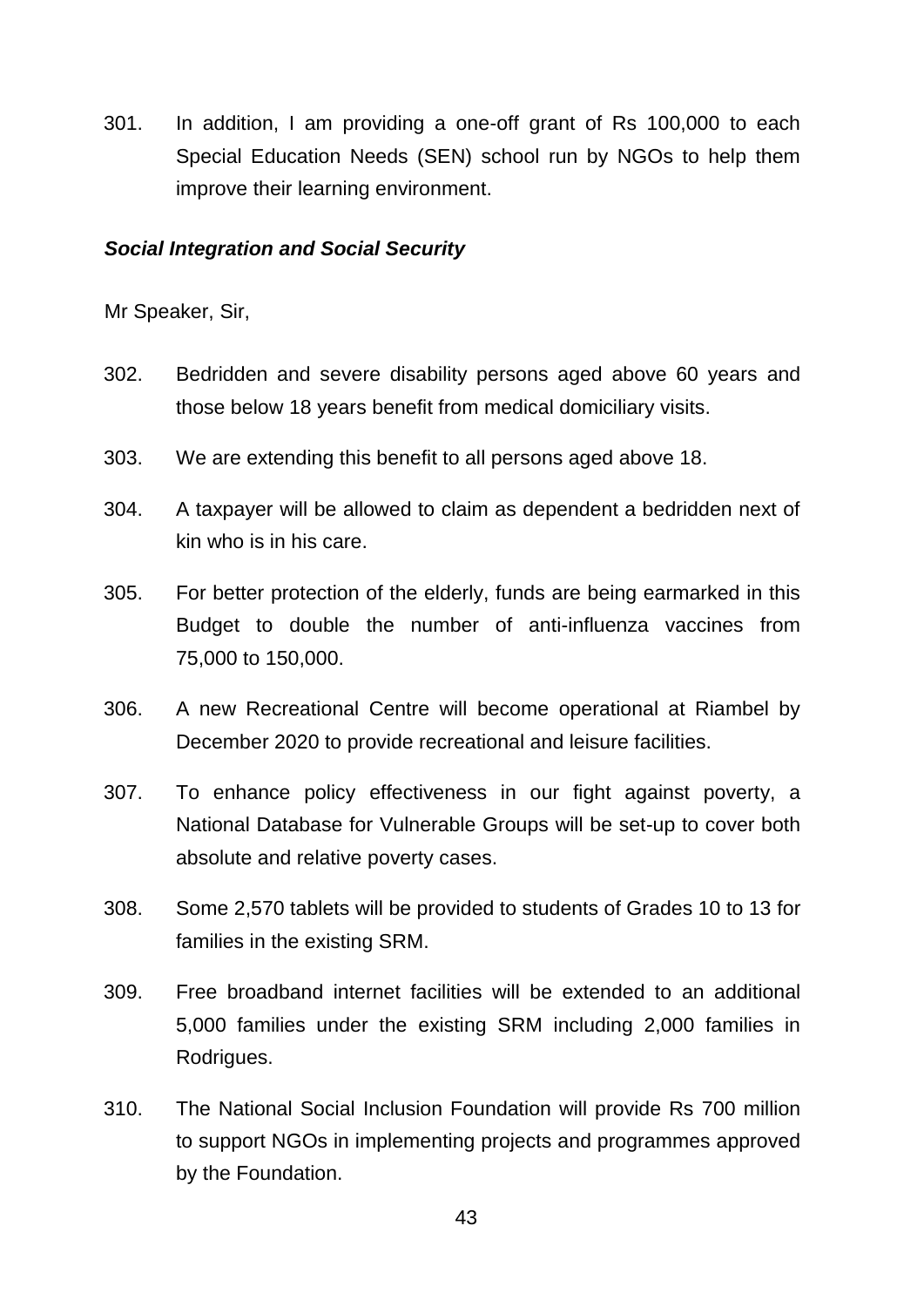301. In addition, I am providing a one-off grant of Rs 100,000 to each Special Education Needs (SEN) school run by NGOs to help them improve their learning environment.

***Social Integration and Social Security***

Mr Speaker, Sir,

302. Bedridden and severe disability persons aged above 60 years and those below 18 years benefit from medical domiciliary visits.

303. We are extending this benefit to all persons aged above 18.

304. A taxpayer will be allowed to claim as dependent a bedridden next of kin who is in his care.

305. For better protection of the elderly, funds are being earmarked in this Budget to double the number of anti-influenza vaccines from 75,000 to 150,000.

306. A new Recreational Centre will become operational at Riambel by December 2020 to provide recreational and leisure facilities.

307. To enhance policy effectiveness in our fight against poverty, a National Database for Vulnerable Groups will be set-up to cover both absolute and relative poverty cases.

308. Some 2,570 tablets will be provided to students of Grades 10 to 13 for families in the existing SRM.

309. Free broadband internet facilities will be extended to an additional 5,000 families under the existing SRM including 2,000 families in Rodrigues.

310. The National Social Inclusion Foundation will provide Rs 700 million to support NGOs in implementing projects and programmes approved by the Foundation.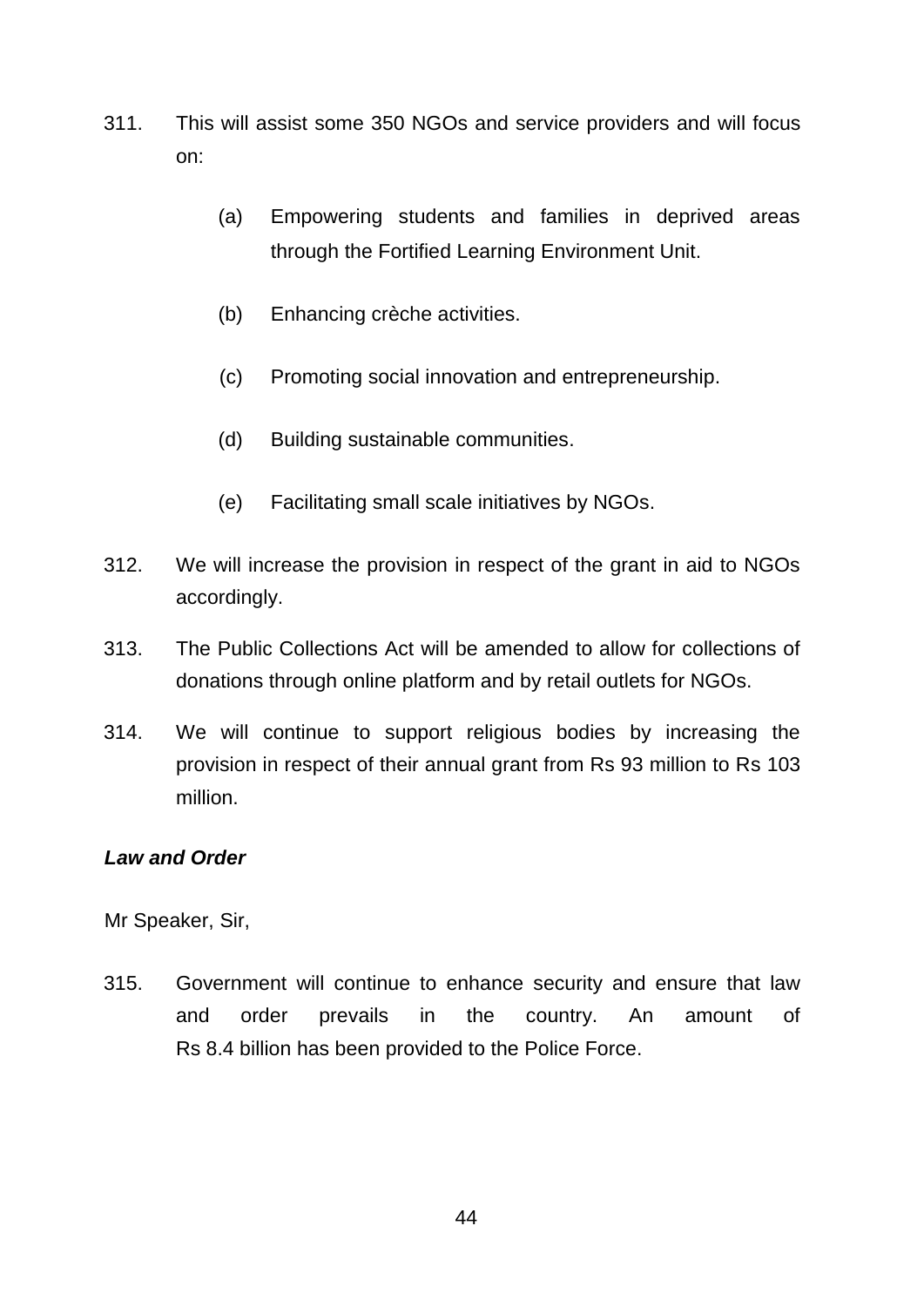311. This will assist some 350 NGOs and service providers and will focus on:

    (a) Empowering students and families in deprived areas through the Fortified Learning Environment Unit.

    (b) Enhancing crèche activities.

    (c) Promoting social innovation and entrepreneurship.

    (d) Building sustainable communities.

    (e) Facilitating small scale initiatives by NGOs.

312. We will increase the provision in respect of the grant in aid to NGOs accordingly.

313. The Public Collections Act will be amended to allow for collections of donations through online platform and by retail outlets for NGOs.

314. We will continue to support religious bodies by increasing the provision in respect of their annual grant from Rs 93 million to Rs 103 million.

***Law and Order***

Mr Speaker, Sir,

315. Government will continue to enhance security and ensure that law and order prevails in the country. An amount of Rs 8.4 billion has been provided to the Police Force.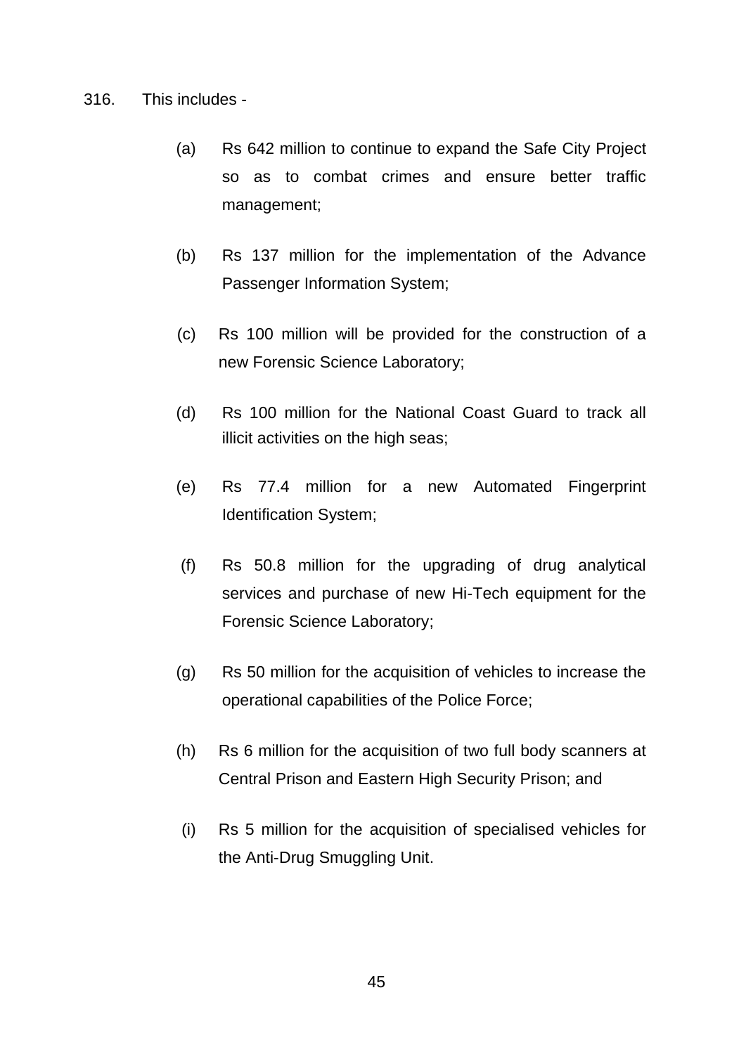316. This includes -

(a) Rs 642 million to continue to expand the Safe City Project so as to combat crimes and ensure better traffic management;

(b) Rs 137 million for the implementation of the Advance Passenger Information System;

(c) Rs 100 million will be provided for the construction of a new Forensic Science Laboratory;

(d) Rs 100 million for the National Coast Guard to track all illicit activities on the high seas;

(e) Rs 77.4 million for a new Automated Fingerprint Identification System;

(f) Rs 50.8 million for the upgrading of drug analytical services and purchase of new Hi-Tech equipment for the Forensic Science Laboratory;

(g) Rs 50 million for the acquisition of vehicles to increase the operational capabilities of the Police Force;

(h) Rs 6 million for the acquisition of two full body scanners at Central Prison and Eastern High Security Prison; and

(i) Rs 5 million for the acquisition of specialised vehicles for the Anti-Drug Smuggling Unit.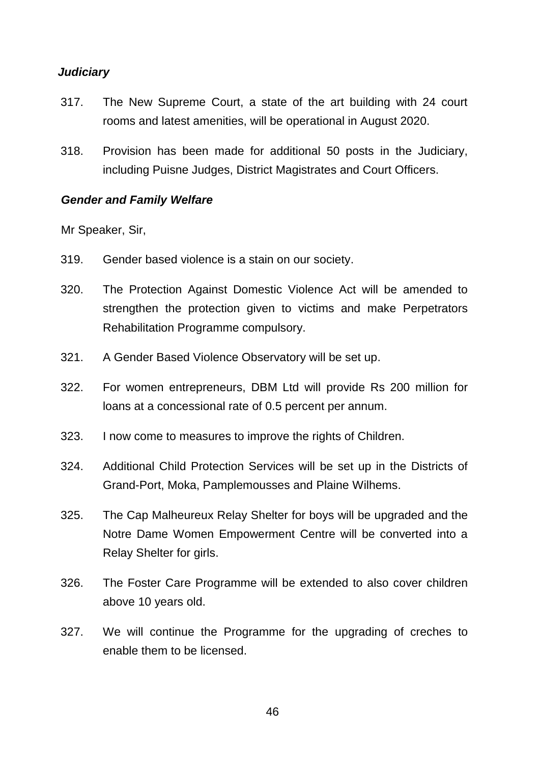***Judiciary***

317. The New Supreme Court, a state of the art building with 24 court rooms and latest amenities, will be operational in August 2020.

318. Provision has been made for additional 50 posts in the Judiciary, including Puisne Judges, District Magistrates and Court Officers.

***Gender and Family Welfare***

Mr Speaker, Sir,

319. Gender based violence is a stain on our society.

320. The Protection Against Domestic Violence Act will be amended to strengthen the protection given to victims and make Perpetrators Rehabilitation Programme compulsory.

321. A Gender Based Violence Observatory will be set up.

322. For women entrepreneurs, DBM Ltd will provide Rs 200 million for loans at a concessional rate of 0.5 percent per annum.

323. I now come to measures to improve the rights of Children.

324. Additional Child Protection Services will be set up in the Districts of Grand-Port, Moka, Pamplemousses and Plaine Wilhems.

325. The Cap Malheureux Relay Shelter for boys will be upgraded and the Notre Dame Women Empowerment Centre will be converted into a Relay Shelter for girls.

326. The Foster Care Programme will be extended to also cover children above 10 years old.

327. We will continue the Programme for the upgrading of creches to enable them to be licensed.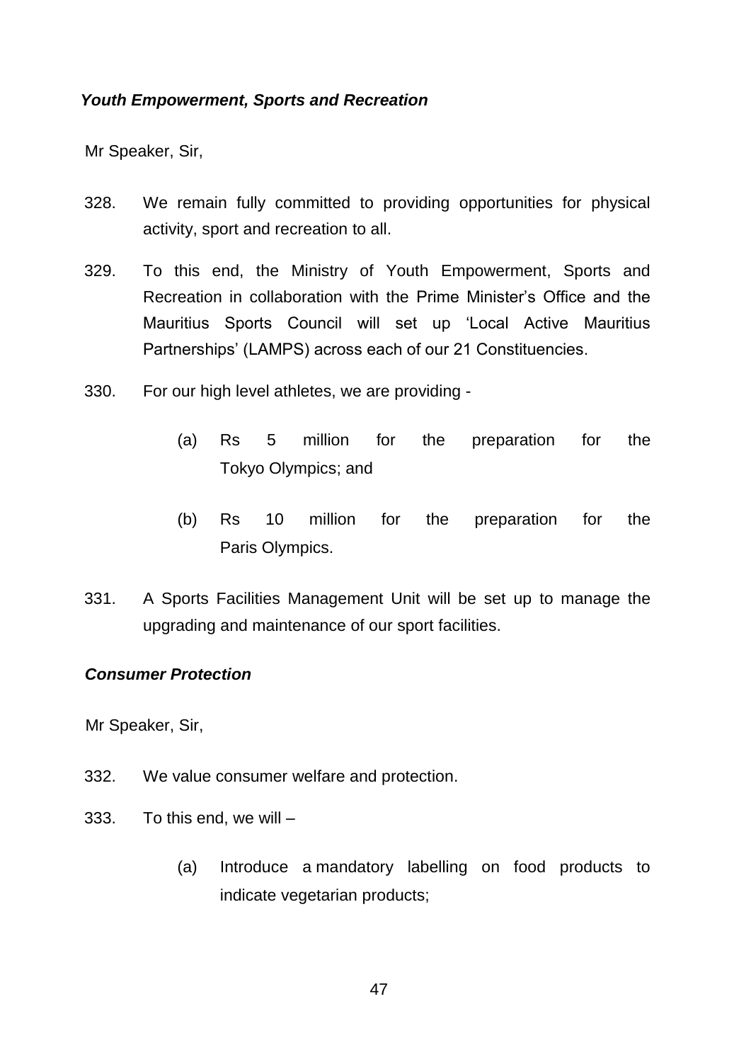### *Youth Empowerment, Sports and Recreation*

Mr Speaker, Sir,

328. We remain fully committed to providing opportunities for physical activity, sport and recreation to all.

329. To this end, the Ministry of Youth Empowerment, Sports and Recreation in collaboration with the Prime Minister's Office and the Mauritius Sports Council will set up 'Local Active Mauritius Partnerships' (LAMPS) across each of our 21 Constituencies.

330. For our high level athletes, we are providing -

   (a) Rs 5 million for the preparation for the Tokyo Olympics; and

   (b) Rs 10 million for the preparation for the Paris Olympics.

331. A Sports Facilities Management Unit will be set up to manage the upgrading and maintenance of our sport facilities.

### *Consumer Protection*

Mr Speaker, Sir,

332. We value consumer welfare and protection.

333. To this end, we will –

   (a) Introduce a mandatory labelling on food products to indicate vegetarian products;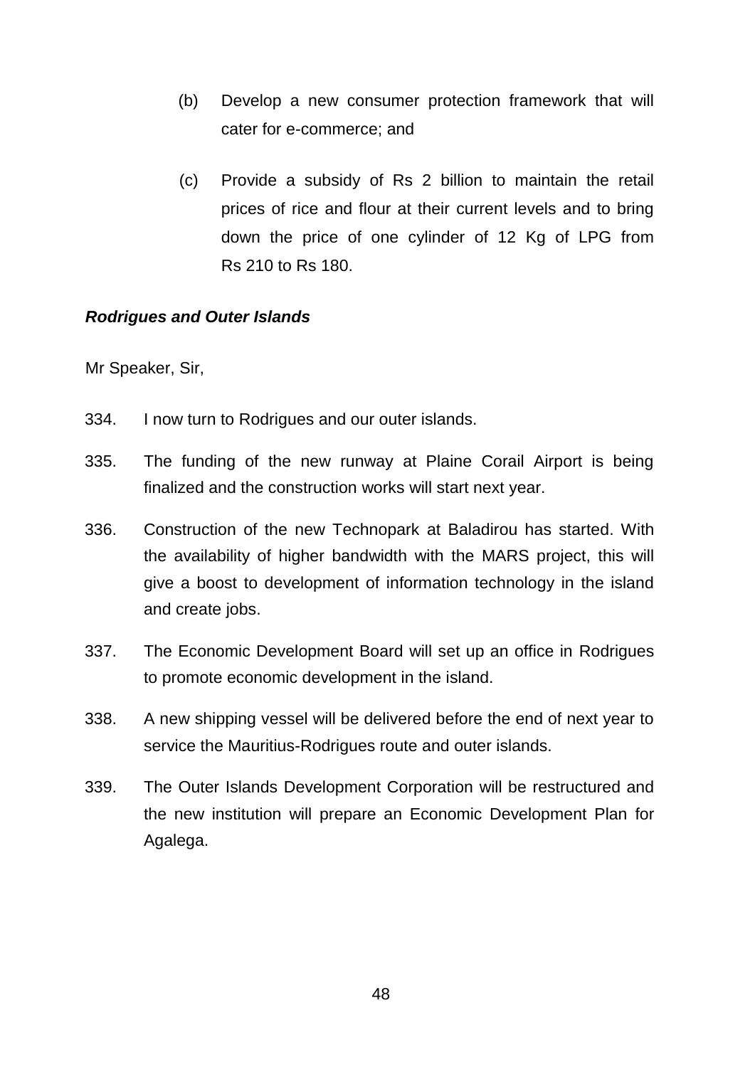(b) Develop a new consumer protection framework that will cater for e-commerce; and

(c) Provide a subsidy of Rs 2 billion to maintain the retail prices of rice and flour at their current levels and to bring down the price of one cylinder of 12 Kg of LPG from Rs 210 to Rs 180.

***Rodrigues and Outer Islands***

Mr Speaker, Sir,

334. I now turn to Rodrigues and our outer islands.

335. The funding of the new runway at Plaine Corail Airport is being finalized and the construction works will start next year.

336. Construction of the new Technopark at Baladirou has started. With the availability of higher bandwidth with the MARS project, this will give a boost to development of information technology in the island and create jobs.

337. The Economic Development Board will set up an office in Rodrigues to promote economic development in the island.

338. A new shipping vessel will be delivered before the end of next year to service the Mauritius-Rodrigues route and outer islands.

339. The Outer Islands Development Corporation will be restructured and the new institution will prepare an Economic Development Plan for Agalega.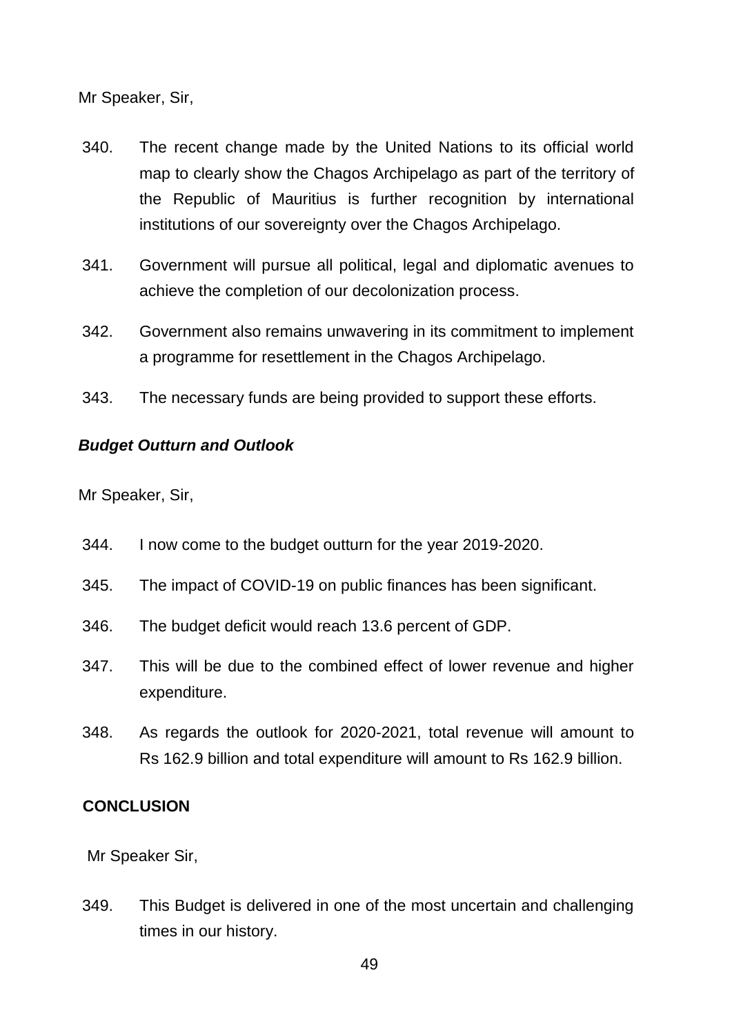Mr Speaker, Sir,

340. The recent change made by the United Nations to its official world map to clearly show the Chagos Archipelago as part of the territory of the Republic of Mauritius is further recognition by international institutions of our sovereignty over the Chagos Archipelago.

341. Government will pursue all political, legal and diplomatic avenues to achieve the completion of our decolonization process.

342. Government also remains unwavering in its commitment to implement a programme for resettlement in the Chagos Archipelago.

343. The necessary funds are being provided to support these efforts.

***Budget Outturn and Outlook***

Mr Speaker, Sir,

344. I now come to the budget outturn for the year 2019-2020.

345. The impact of COVID-19 on public finances has been significant.

346. The budget deficit would reach 13.6 percent of GDP.

347. This will be due to the combined effect of lower revenue and higher expenditure.

348. As regards the outlook for 2020-2021, total revenue will amount to Rs 162.9 billion and total expenditure will amount to Rs 162.9 billion.

## CONCLUSION

Mr Speaker Sir,

349. This Budget is delivered in one of the most uncertain and challenging times in our history.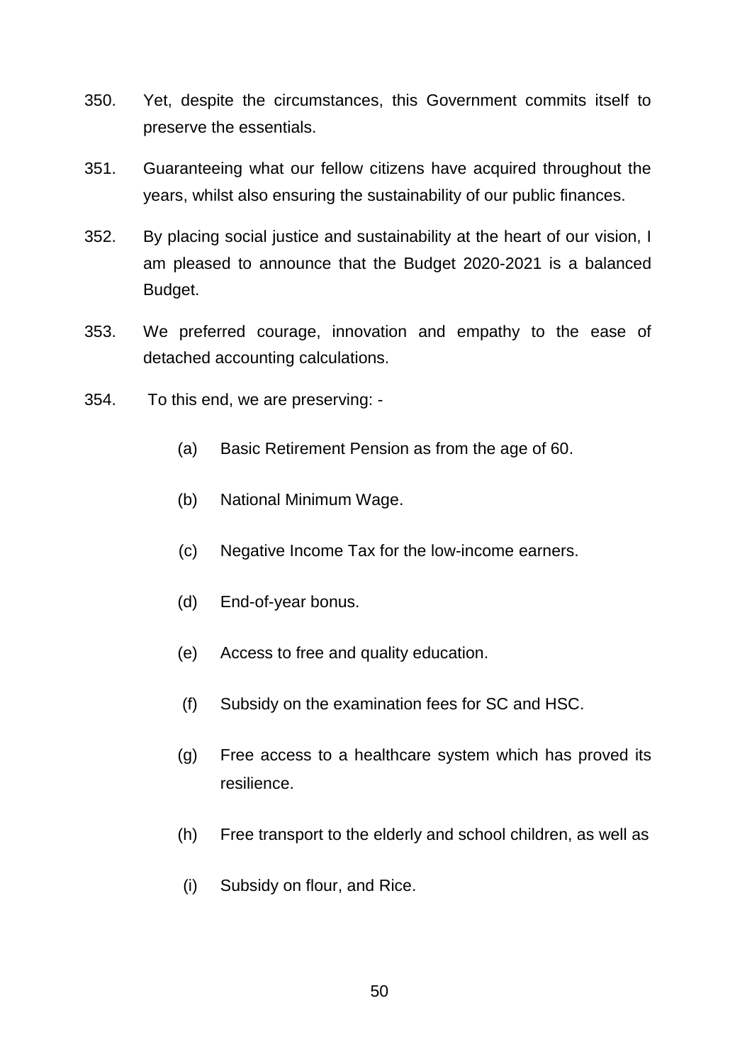350. Yet, despite the circumstances, this Government commits itself to preserve the essentials.

351. Guaranteeing what our fellow citizens have acquired throughout the years, whilst also ensuring the sustainability of our public finances.

352. By placing social justice and sustainability at the heart of our vision, I am pleased to announce that the Budget 2020-2021 is a balanced Budget.

353. We preferred courage, innovation and empathy to the ease of detached accounting calculations.

354. To this end, we are preserving: -

   (a) Basic Retirement Pension as from the age of 60.

   (b) National Minimum Wage.

   (c) Negative Income Tax for the low-income earners.

   (d) End-of-year bonus.

   (e) Access to free and quality education.

   (f) Subsidy on the examination fees for SC and HSC.

   (g) Free access to a healthcare system which has proved its resilience.

   (h) Free transport to the elderly and school children, as well as

   (i) Subsidy on flour, and Rice.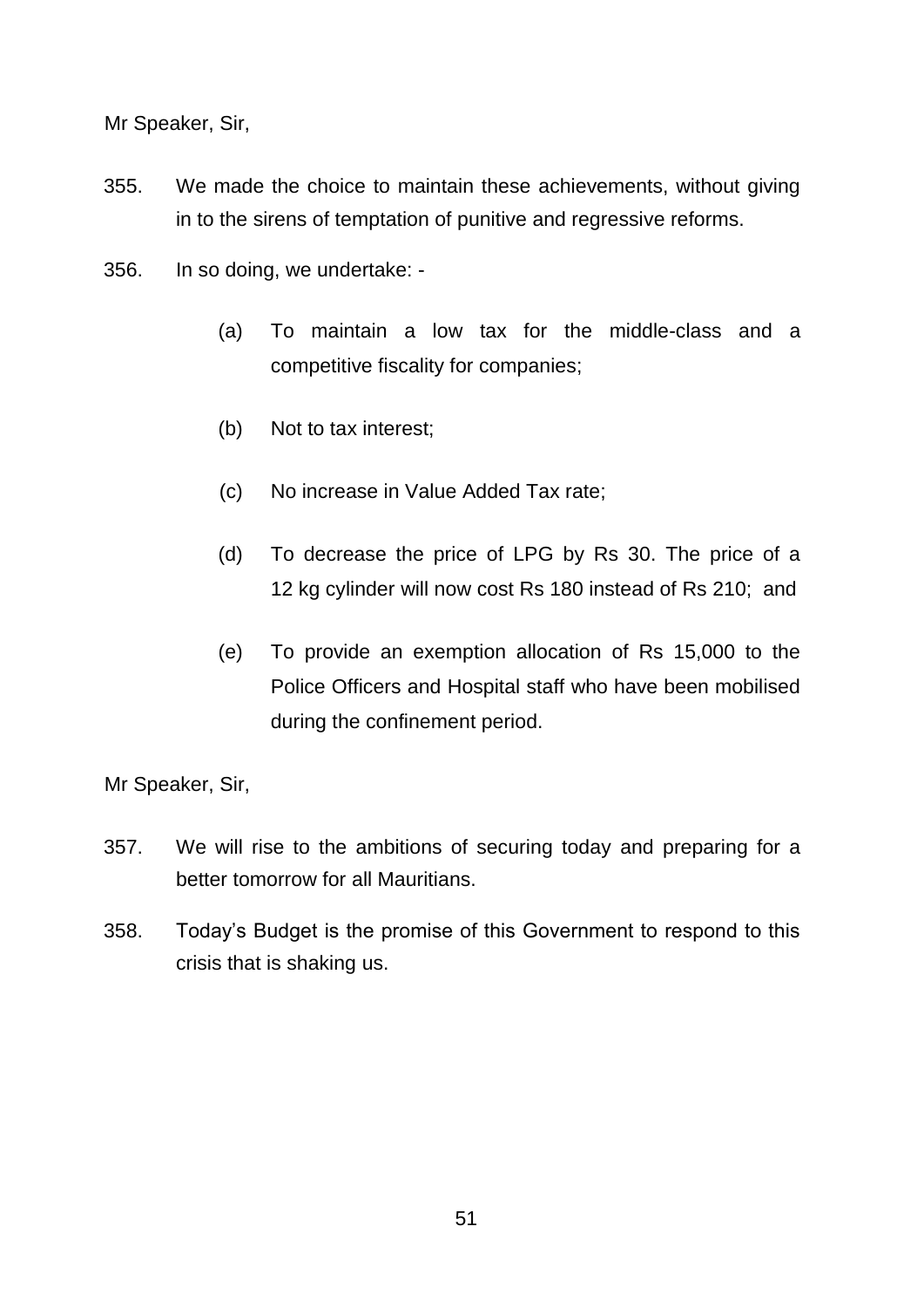Mr Speaker, Sir,

355. We made the choice to maintain these achievements, without giving in to the sirens of temptation of punitive and regressive reforms.

356. In so doing, we undertake: -

   (a) To maintain a low tax for the middle-class and a competitive fiscality for companies;

   (b) Not to tax interest;

   (c) No increase in Value Added Tax rate;

   (d) To decrease the price of LPG by Rs 30. The price of a 12 kg cylinder will now cost Rs 180 instead of Rs 210; and

   (e) To provide an exemption allocation of Rs 15,000 to the Police Officers and Hospital staff who have been mobilised during the confinement period.

Mr Speaker, Sir,

357. We will rise to the ambitions of securing today and preparing for a better tomorrow for all Mauritians.

358. Today's Budget is the promise of this Government to respond to this crisis that is shaking us.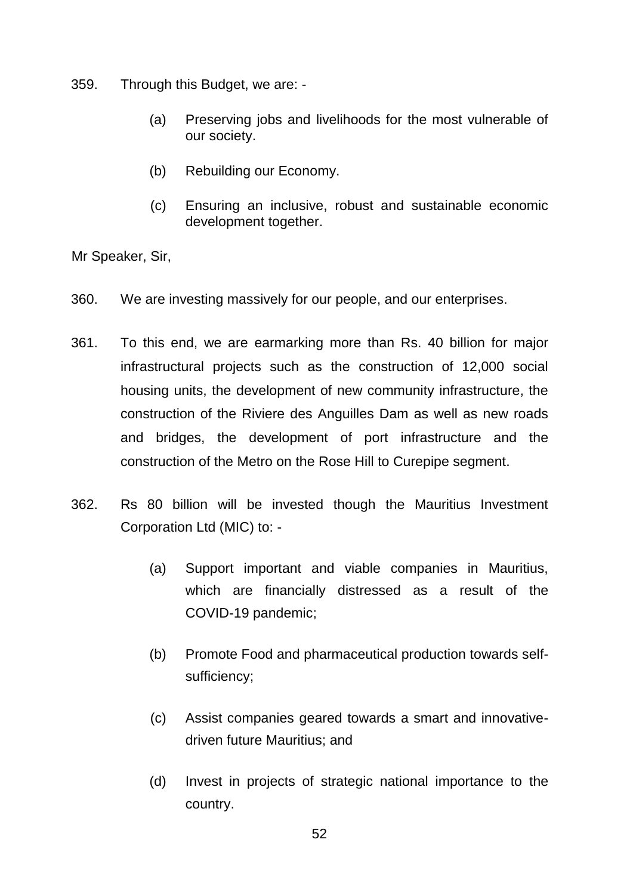359. Through this Budget, we are: -

   (a) Preserving jobs and livelihoods for the most vulnerable of our society.

   (b) Rebuilding our Economy.

   (c) Ensuring an inclusive, robust and sustainable economic development together.

Mr Speaker, Sir,

360. We are investing massively for our people, and our enterprises.

361. To this end, we are earmarking more than Rs. 40 billion for major infrastructural projects such as the construction of 12,000 social housing units, the development of new community infrastructure, the construction of the Riviere des Anguilles Dam as well as new roads and bridges, the development of port infrastructure and the construction of the Metro on the Rose Hill to Curepipe segment.

362. Rs 80 billion will be invested though the Mauritius Investment Corporation Ltd (MIC) to: -

   (a) Support important and viable companies in Mauritius, which are financially distressed as a result of the COVID-19 pandemic;

   (b) Promote Food and pharmaceutical production towards self-sufficiency;

   (c) Assist companies geared towards a smart and innovative-driven future Mauritius; and

   (d) Invest in projects of strategic national importance to the country.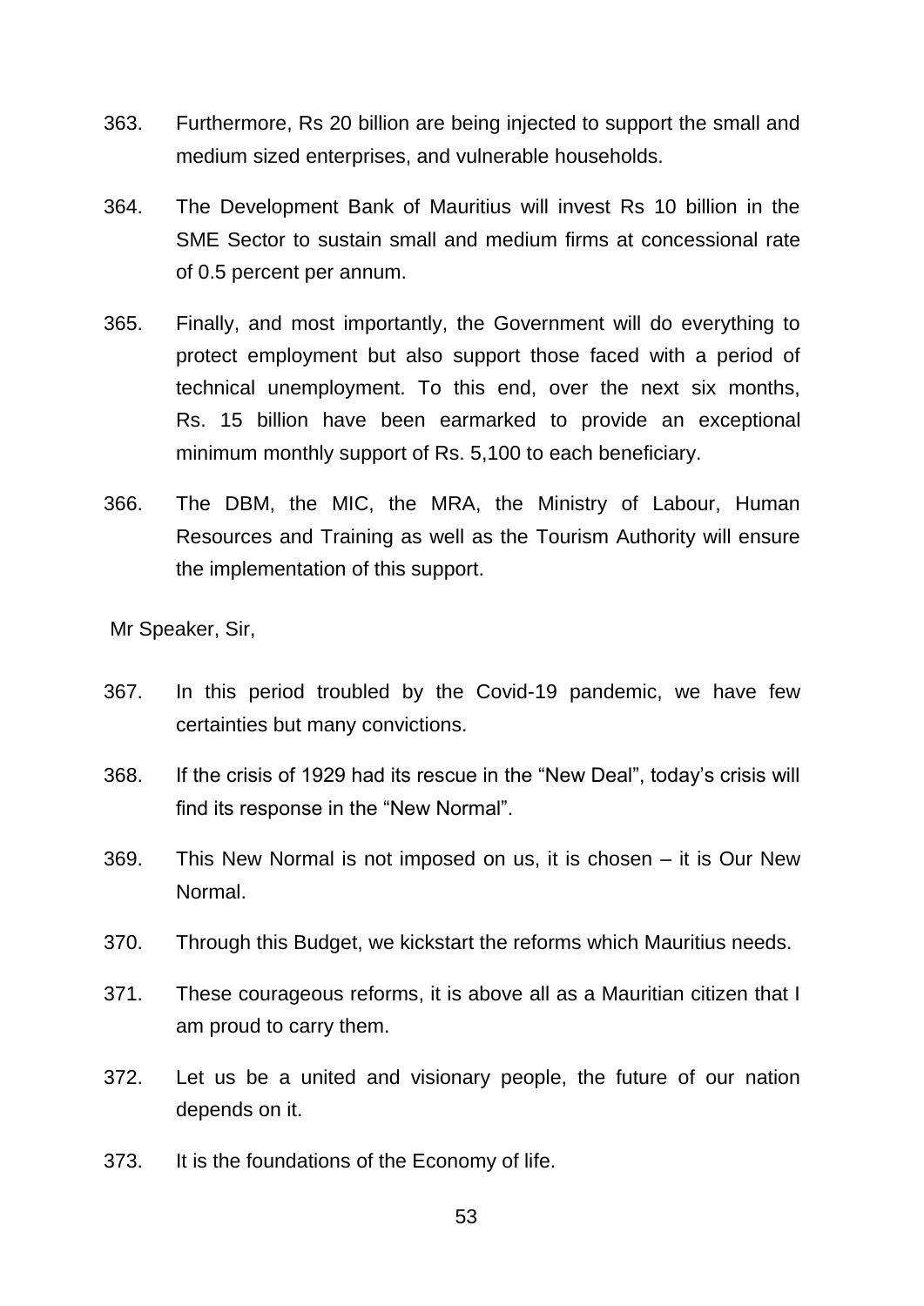363. Furthermore, Rs 20 billion are being injected to support the small and medium sized enterprises, and vulnerable households.

364. The Development Bank of Mauritius will invest Rs 10 billion in the SME Sector to sustain small and medium firms at concessional rate of 0.5 percent per annum.

365. Finally, and most importantly, the Government will do everything to protect employment but also support those faced with a period of technical unemployment. To this end, over the next six months, Rs. 15 billion have been earmarked to provide an exceptional minimum monthly support of Rs. 5,100 to each beneficiary.

366. The DBM, the MIC, the MRA, the Ministry of Labour, Human Resources and Training as well as the Tourism Authority will ensure the implementation of this support.

Mr Speaker, Sir,

367. In this period troubled by the Covid-19 pandemic, we have few certainties but many convictions.

368. If the crisis of 1929 had its rescue in the “New Deal”, today’s crisis will find its response in the “New Normal”.

369. This New Normal is not imposed on us, it is chosen – it is Our New Normal.

370. Through this Budget, we kickstart the reforms which Mauritius needs.

371. These courageous reforms, it is above all as a Mauritian citizen that I am proud to carry them.

372. Let us be a united and visionary people, the future of our nation depends on it.

373. It is the foundations of the Economy of life.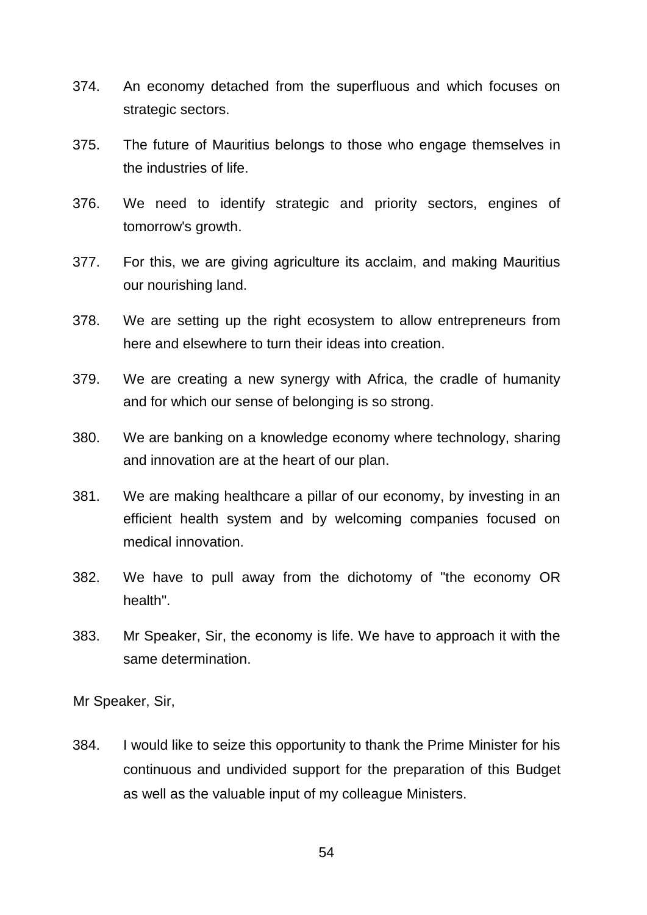374. An economy detached from the superfluous and which focuses on strategic sectors.

375. The future of Mauritius belongs to those who engage themselves in the industries of life.

376. We need to identify strategic and priority sectors, engines of tomorrow's growth.

377. For this, we are giving agriculture its acclaim, and making Mauritius our nourishing land.

378. We are setting up the right ecosystem to allow entrepreneurs from here and elsewhere to turn their ideas into creation.

379. We are creating a new synergy with Africa, the cradle of humanity and for which our sense of belonging is so strong.

380. We are banking on a knowledge economy where technology, sharing and innovation are at the heart of our plan.

381. We are making healthcare a pillar of our economy, by investing in an efficient health system and by welcoming companies focused on medical innovation.

382. We have to pull away from the dichotomy of "the economy OR health".

383. Mr Speaker, Sir, the economy is life. We have to approach it with the same determination.

Mr Speaker, Sir,

384. I would like to seize this opportunity to thank the Prime Minister for his continuous and undivided support for the preparation of this Budget as well as the valuable input of my colleague Ministers.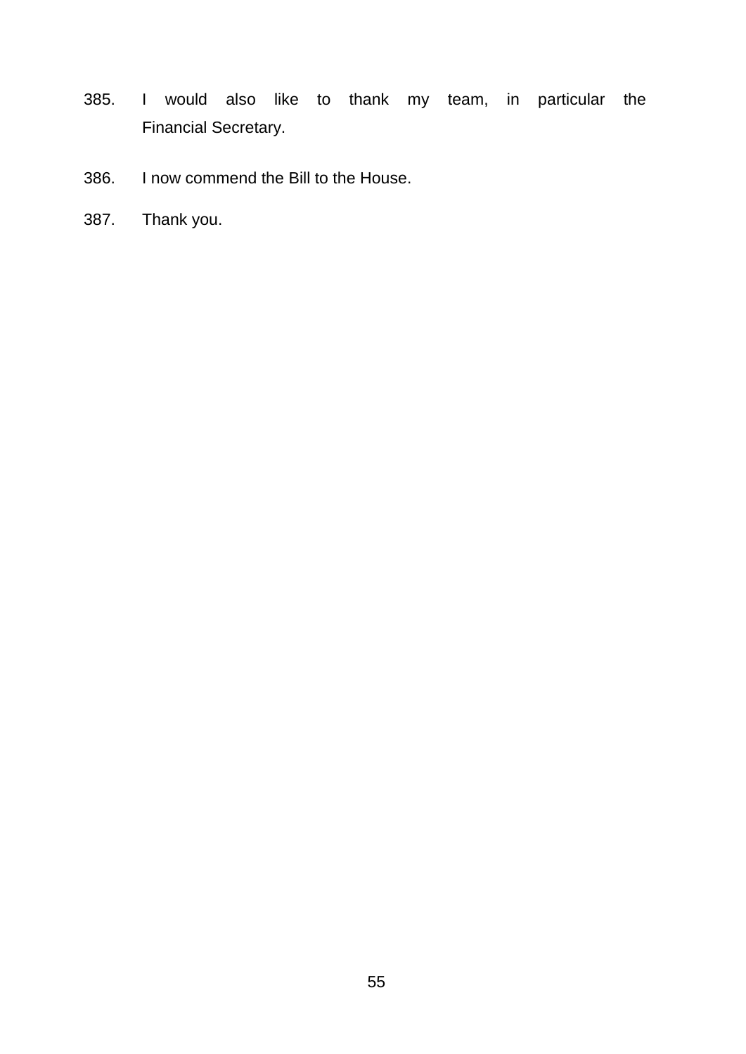385. I would also like to thank my team, in particular the Financial Secretary.

386. I now commend the Bill to the House.

387. Thank you.